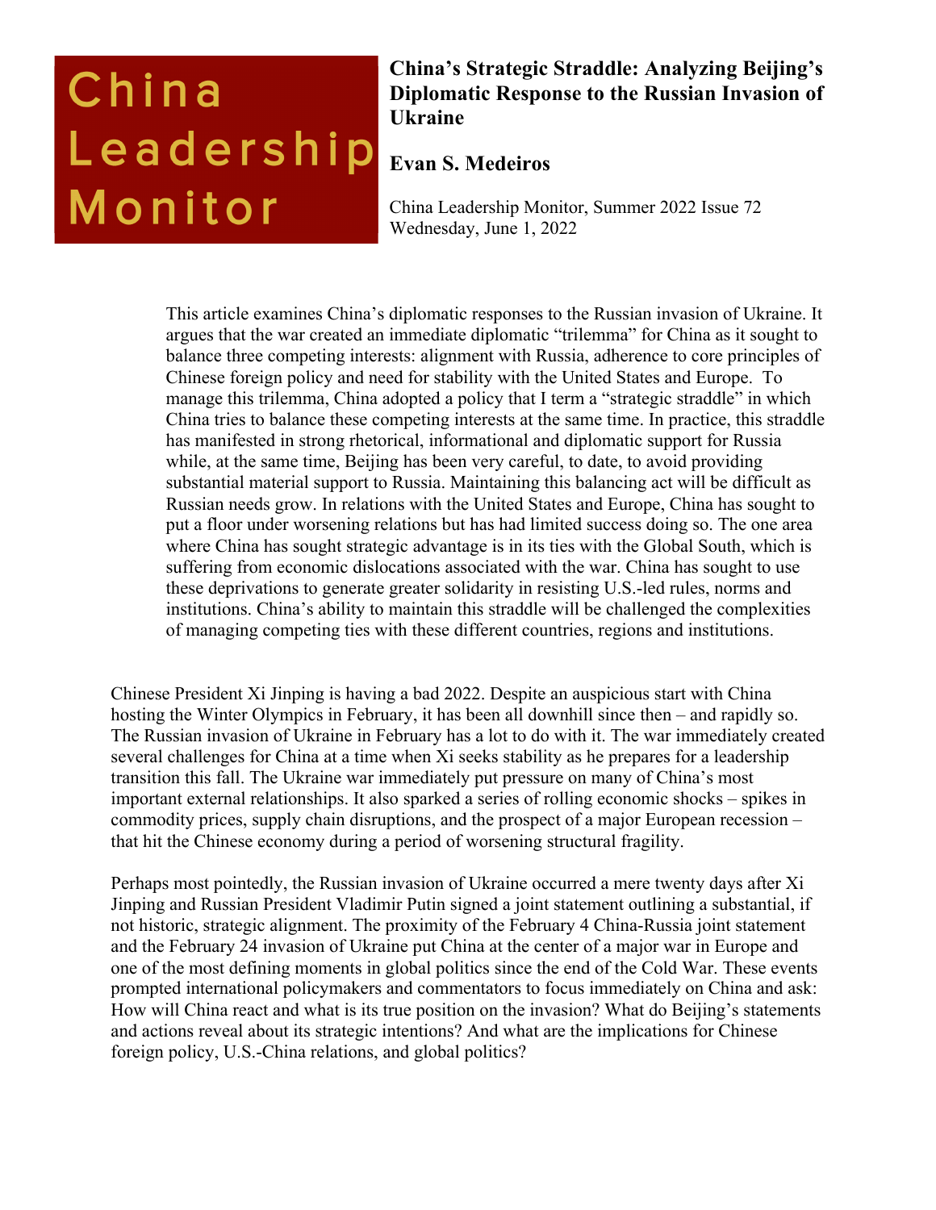China Leadership Monitor

# China's Strategic Straddle: Analyzing Beijing's Diplomatic Response to the Russian Invasion of Ukraine

**Evan S. Medeiros**

China Leadership Monitor, Summer 2022 Issue 72
Wednesday, June 1, 2022

This article examines China's diplomatic responses to the Russian invasion of Ukraine. It argues that the war created an immediate diplomatic "trilemma" for China as it sought to balance three competing interests: alignment with Russia, adherence to core principles of Chinese foreign policy and need for stability with the United States and Europe. To manage this trilemma, China adopted a policy that I term a "strategic straddle" in which China tries to balance these competing interests at the same time. In practice, this straddle has manifested in strong rhetorical, informational and diplomatic support for Russia while, at the same time, Beijing has been very careful, to date, to avoid providing substantial material support to Russia. Maintaining this balancing act will be difficult as Russian needs grow. In relations with the United States and Europe, China has sought to put a floor under worsening relations but has had limited success doing so. The one area where China has sought strategic advantage is in its ties with the Global South, which is suffering from economic dislocations associated with the war. China has sought to use these deprivations to generate greater solidarity in resisting U.S.-led rules, norms and institutions. China's ability to maintain this straddle will be challenged the complexities of managing competing ties with these different countries, regions and institutions.

Chinese President Xi Jinping is having a bad 2022. Despite an auspicious start with China hosting the Winter Olympics in February, it has been all downhill since then – and rapidly so. The Russian invasion of Ukraine in February has a lot to do with it. The war immediately created several challenges for China at a time when Xi seeks stability as he prepares for a leadership transition this fall. The Ukraine war immediately put pressure on many of China's most important external relationships. It also sparked a series of rolling economic shocks – spikes in commodity prices, supply chain disruptions, and the prospect of a major European recession – that hit the Chinese economy during a period of worsening structural fragility.

Perhaps most pointedly, the Russian invasion of Ukraine occurred a mere twenty days after Xi Jinping and Russian President Vladimir Putin signed a joint statement outlining a substantial, if not historic, strategic alignment. The proximity of the February 4 China-Russia joint statement and the February 24 invasion of Ukraine put China at the center of a major war in Europe and one of the most defining moments in global politics since the end of the Cold War. These events prompted international policymakers and commentators to focus immediately on China and ask: How will China react and what is its true position on the invasion? What do Beijing's statements and actions reveal about its strategic intentions? And what are the implications for Chinese foreign policy, U.S.-China relations, and global politics?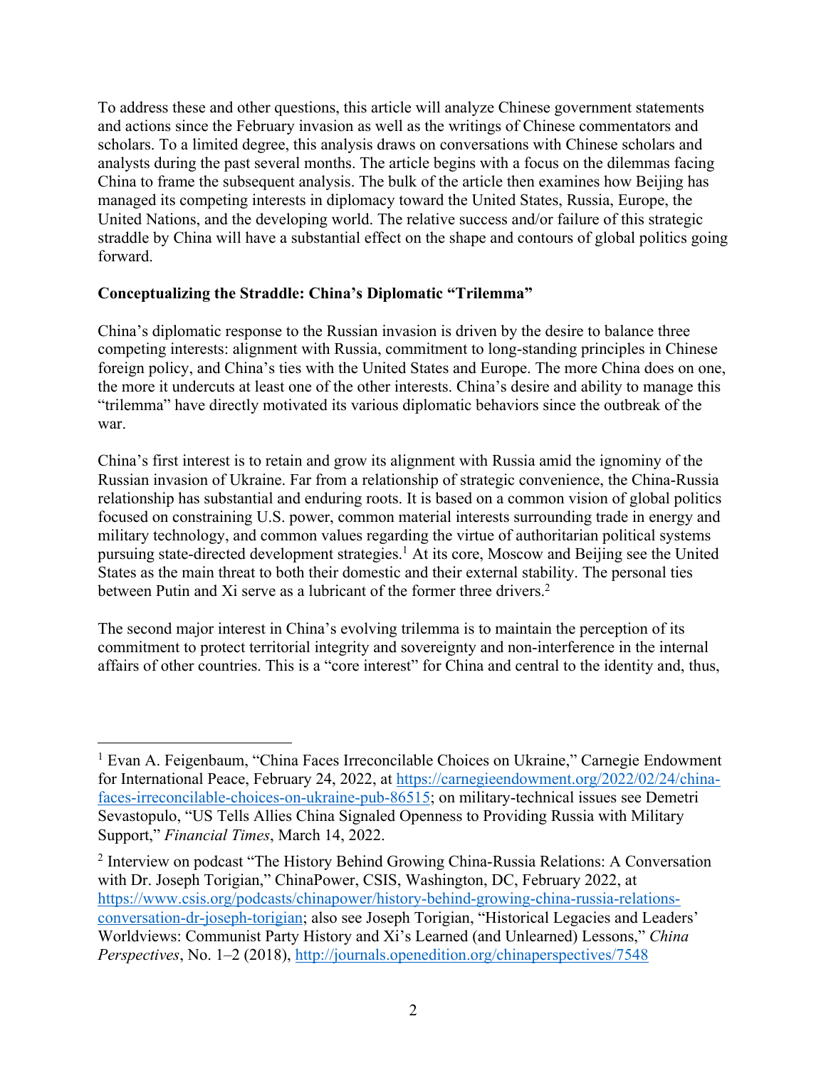To address these and other questions, this article will analyze Chinese government statements and actions since the February invasion as well as the writings of Chinese commentators and scholars. To a limited degree, this analysis draws on conversations with Chinese scholars and analysts during the past several months. The article begins with a focus on the dilemmas facing China to frame the subsequent analysis. The bulk of the article then examines how Beijing has managed its competing interests in diplomacy toward the United States, Russia, Europe, the United Nations, and the developing world. The relative success and/or failure of this strategic straddle by China will have a substantial effect on the shape and contours of global politics going forward.

**Conceptualizing the Straddle: China's Diplomatic "Trilemma"**

China's diplomatic response to the Russian invasion is driven by the desire to balance three competing interests: alignment with Russia, commitment to long-standing principles in Chinese foreign policy, and China's ties with the United States and Europe. The more China does on one, the more it undercuts at least one of the other interests. China's desire and ability to manage this "trilemma" have directly motivated its various diplomatic behaviors since the outbreak of the war.

China's first interest is to retain and grow its alignment with Russia amid the ignominy of the Russian invasion of Ukraine. Far from a relationship of strategic convenience, the China-Russia relationship has substantial and enduring roots. It is based on a common vision of global politics focused on constraining U.S. power, common material interests surrounding trade in energy and military technology, and common values regarding the virtue of authoritarian political systems pursuing state-directed development strategies.[1] At its core, Moscow and Beijing see the United States as the main threat to both their domestic and their external stability. The personal ties between Putin and Xi serve as a lubricant of the former three drivers.[2]

The second major interest in China's evolving trilemma is to maintain the perception of its commitment to protect territorial integrity and sovereignty and non-interference in the internal affairs of other countries. This is a "core interest" for China and central to the identity and, thus,

---

[1] Evan A. Feigenbaum, "China Faces Irreconcilable Choices on Ukraine," Carnegie Endowment for International Peace, February 24, 2022, at https://carnegieendowment.org/2022/02/24/china-faces-irreconcilable-choices-on-ukraine-pub-86515; on military-technical issues see Demetri Sevastopulo, "US Tells Allies China Signaled Openness to Providing Russia with Military Support," *Financial Times*, March 14, 2022.

[2] Interview on podcast "The History Behind Growing China-Russia Relations: A Conversation with Dr. Joseph Torigian," ChinaPower, CSIS, Washington, DC, February 2022, at https://www.csis.org/podcasts/chinapower/history-behind-growing-china-russia-relations-conversation-dr-joseph-torigian; also see Joseph Torigian, "Historical Legacies and Leaders' Worldviews: Communist Party History and Xi's Learned (and Unlearned) Lessons," *China Perspectives*, No. 1–2 (2018), http://journals.openedition.org/chinaperspectives/7548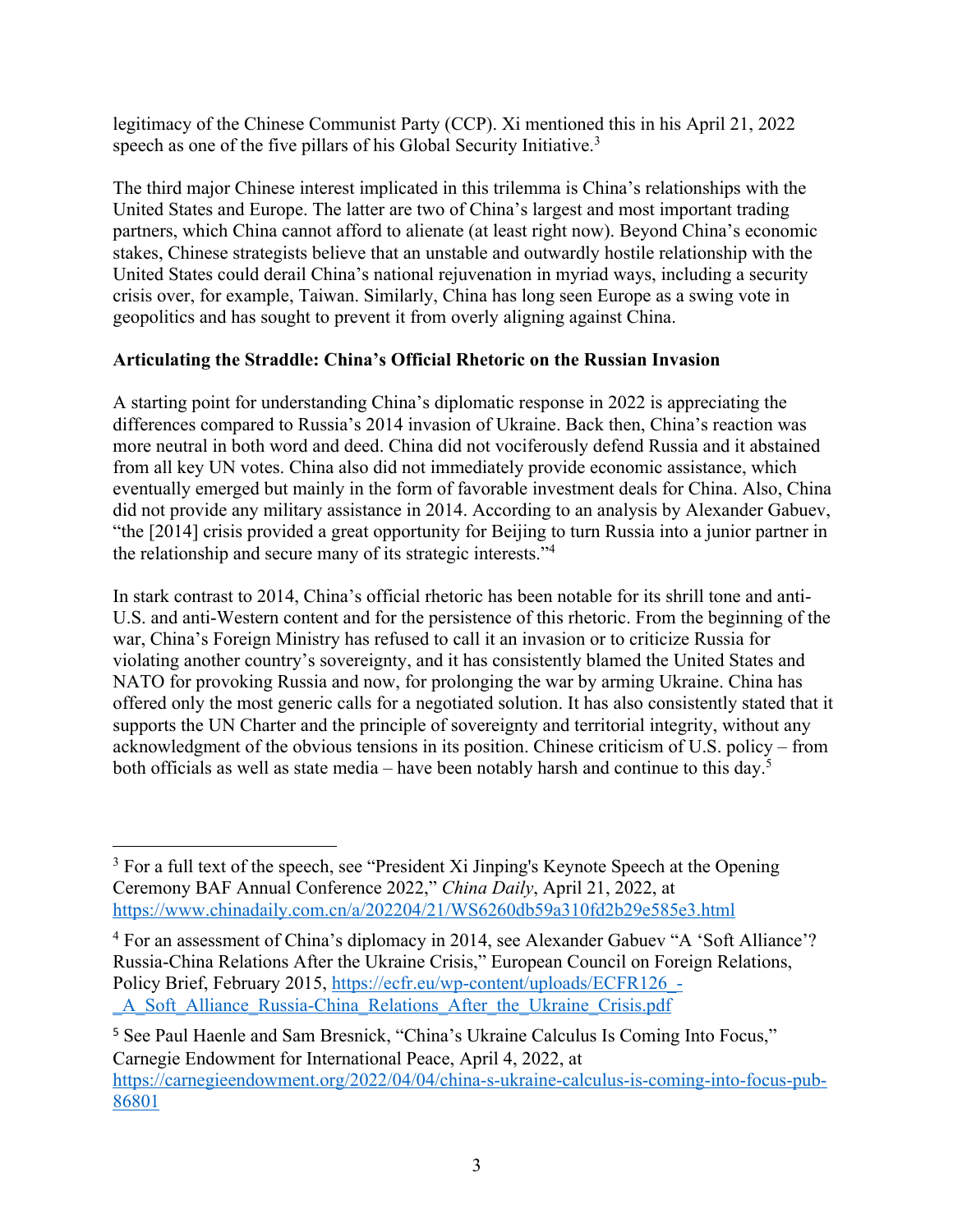legitimacy of the Chinese Communist Party (CCP). Xi mentioned this in his April 21, 2022 speech as one of the five pillars of his Global Security Initiative.[3]

The third major Chinese interest implicated in this trilemma is China's relationships with the United States and Europe. The latter are two of China's largest and most important trading partners, which China cannot afford to alienate (at least right now). Beyond China's economic stakes, Chinese strategists believe that an unstable and outwardly hostile relationship with the United States could derail China's national rejuvenation in myriad ways, including a security crisis over, for example, Taiwan. Similarly, China has long seen Europe as a swing vote in geopolitics and has sought to prevent it from overly aligning against China.

**Articulating the Straddle: China's Official Rhetoric on the Russian Invasion**

A starting point for understanding China's diplomatic response in 2022 is appreciating the differences compared to Russia's 2014 invasion of Ukraine. Back then, China's reaction was more neutral in both word and deed. China did not vociferously defend Russia and it abstained from all key UN votes. China also did not immediately provide economic assistance, which eventually emerged but mainly in the form of favorable investment deals for China. Also, China did not provide any military assistance in 2014. According to an analysis by Alexander Gabuev, "the [2014] crisis provided a great opportunity for Beijing to turn Russia into a junior partner in the relationship and secure many of its strategic interests."[4]

In stark contrast to 2014, China's official rhetoric has been notable for its shrill tone and anti-U.S. and anti-Western content and for the persistence of this rhetoric. From the beginning of the war, China's Foreign Ministry has refused to call it an invasion or to criticize Russia for violating another country's sovereignty, and it has consistently blamed the United States and NATO for provoking Russia and now, for prolonging the war by arming Ukraine. China has offered only the most generic calls for a negotiated solution. It has also consistently stated that it supports the UN Charter and the principle of sovereignty and territorial integrity, without any acknowledgment of the obvious tensions in its position. Chinese criticism of U.S. policy – from both officials as well as state media – have been notably harsh and continue to this day.[5]

---

[3] For a full text of the speech, see "President Xi Jinping's Keynote Speech at the Opening Ceremony BAF Annual Conference 2022," *China Daily*, April 21, 2022, at https://www.chinadaily.com.cn/a/202204/21/WS6260db59a310fd2b29e585e3.html

[4] For an assessment of China's diplomacy in 2014, see Alexander Gabuev "A 'Soft Alliance'? Russia-China Relations After the Ukraine Crisis," European Council on Foreign Relations, Policy Brief, February 2015, https://ecfr.eu/wp-content/uploads/ECFR126_-_A_Soft_Alliance_Russia-China_Relations_After_the_Ukraine_Crisis.pdf

[5] See Paul Haenle and Sam Bresnick, "China's Ukraine Calculus Is Coming Into Focus," Carnegie Endowment for International Peace, April 4, 2022, at https://carnegieendowment.org/2022/04/04/china-s-ukraine-calculus-is-coming-into-focus-pub-86801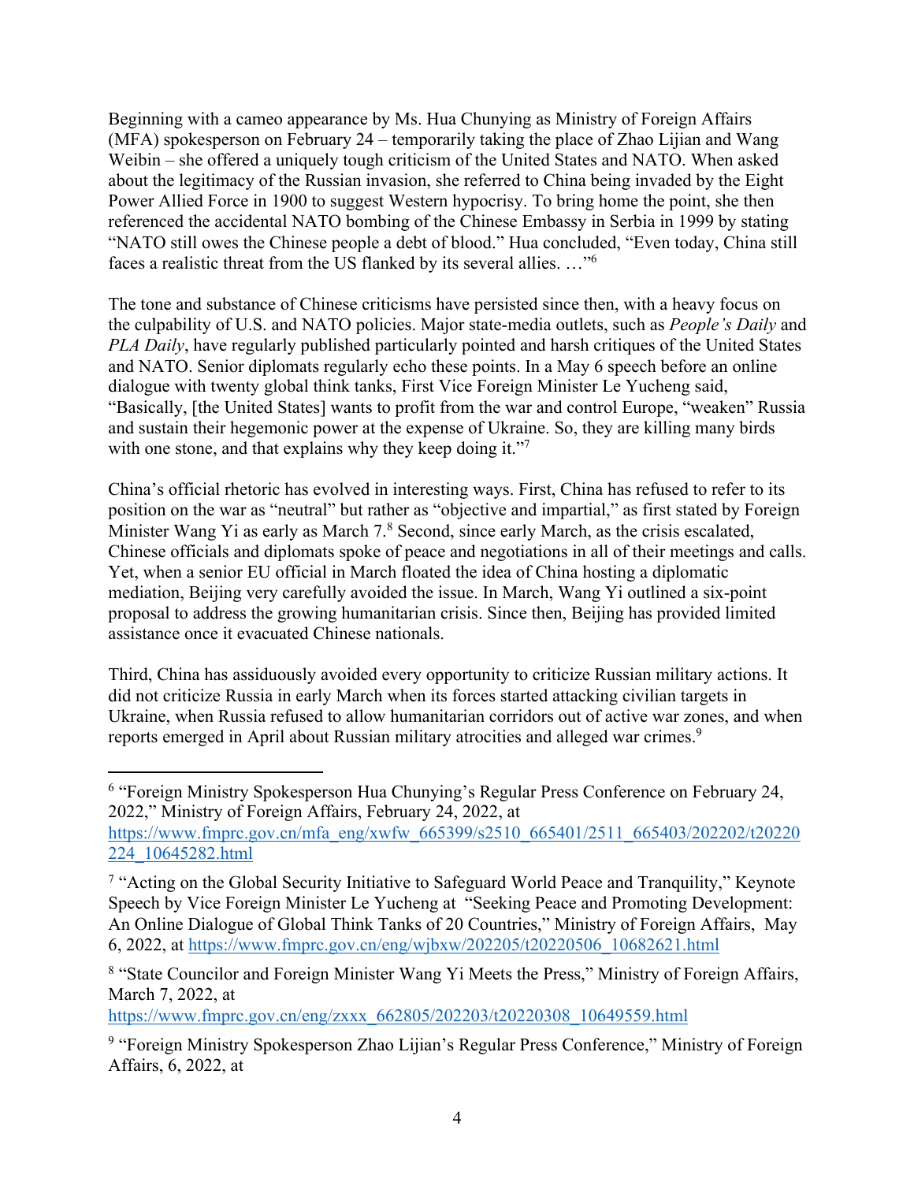Beginning with a cameo appearance by Ms. Hua Chunying as Ministry of Foreign Affairs (MFA) spokesperson on February 24 – temporarily taking the place of Zhao Lijian and Wang Weibin – she offered a uniquely tough criticism of the United States and NATO. When asked about the legitimacy of the Russian invasion, she referred to China being invaded by the Eight Power Allied Force in 1900 to suggest Western hypocrisy. To bring home the point, she then referenced the accidental NATO bombing of the Chinese Embassy in Serbia in 1999 by stating "NATO still owes the Chinese people a debt of blood." Hua concluded, "Even today, China still faces a realistic threat from the US flanked by its several allies. …"[6]

The tone and substance of Chinese criticisms have persisted since then, with a heavy focus on the culpability of U.S. and NATO policies. Major state-media outlets, such as *People's Daily* and *PLA Daily*, have regularly published particularly pointed and harsh critiques of the United States and NATO. Senior diplomats regularly echo these points. In a May 6 speech before an online dialogue with twenty global think tanks, First Vice Foreign Minister Le Yucheng said, "Basically, [the United States] wants to profit from the war and control Europe, "weaken" Russia and sustain their hegemonic power at the expense of Ukraine. So, they are killing many birds with one stone, and that explains why they keep doing it."[7]

China's official rhetoric has evolved in interesting ways. First, China has refused to refer to its position on the war as "neutral" but rather as "objective and impartial," as first stated by Foreign Minister Wang Yi as early as March 7.[8] Second, since early March, as the crisis escalated, Chinese officials and diplomats spoke of peace and negotiations in all of their meetings and calls. Yet, when a senior EU official in March floated the idea of China hosting a diplomatic mediation, Beijing very carefully avoided the issue. In March, Wang Yi outlined a six-point proposal to address the growing humanitarian crisis. Since then, Beijing has provided limited assistance once it evacuated Chinese nationals.

Third, China has assiduously avoided every opportunity to criticize Russian military actions. It did not criticize Russia in early March when its forces started attacking civilian targets in Ukraine, when Russia refused to allow humanitarian corridors out of active war zones, and when reports emerged in April about Russian military atrocities and alleged war crimes.[9]

---

[6] "Foreign Ministry Spokesperson Hua Chunying's Regular Press Conference on February 24, 2022," Ministry of Foreign Affairs, February 24, 2022, at https://www.fmprc.gov.cn/mfa_eng/xwfw_665399/s2510_665401/2511_665403/202202/t20220224_10645282.html

[7] "Acting on the Global Security Initiative to Safeguard World Peace and Tranquility," Keynote Speech by Vice Foreign Minister Le Yucheng at "Seeking Peace and Promoting Development: An Online Dialogue of Global Think Tanks of 20 Countries," Ministry of Foreign Affairs, May 6, 2022, at https://www.fmprc.gov.cn/eng/wjbxw/202205/t20220506_10682621.html

[8] "State Councilor and Foreign Minister Wang Yi Meets the Press," Ministry of Foreign Affairs, March 7, 2022, at https://www.fmprc.gov.cn/eng/zxxx_662805/202203/t20220308_10649559.html

[9] "Foreign Ministry Spokesperson Zhao Lijian's Regular Press Conference," Ministry of Foreign Affairs, 6, 2022, at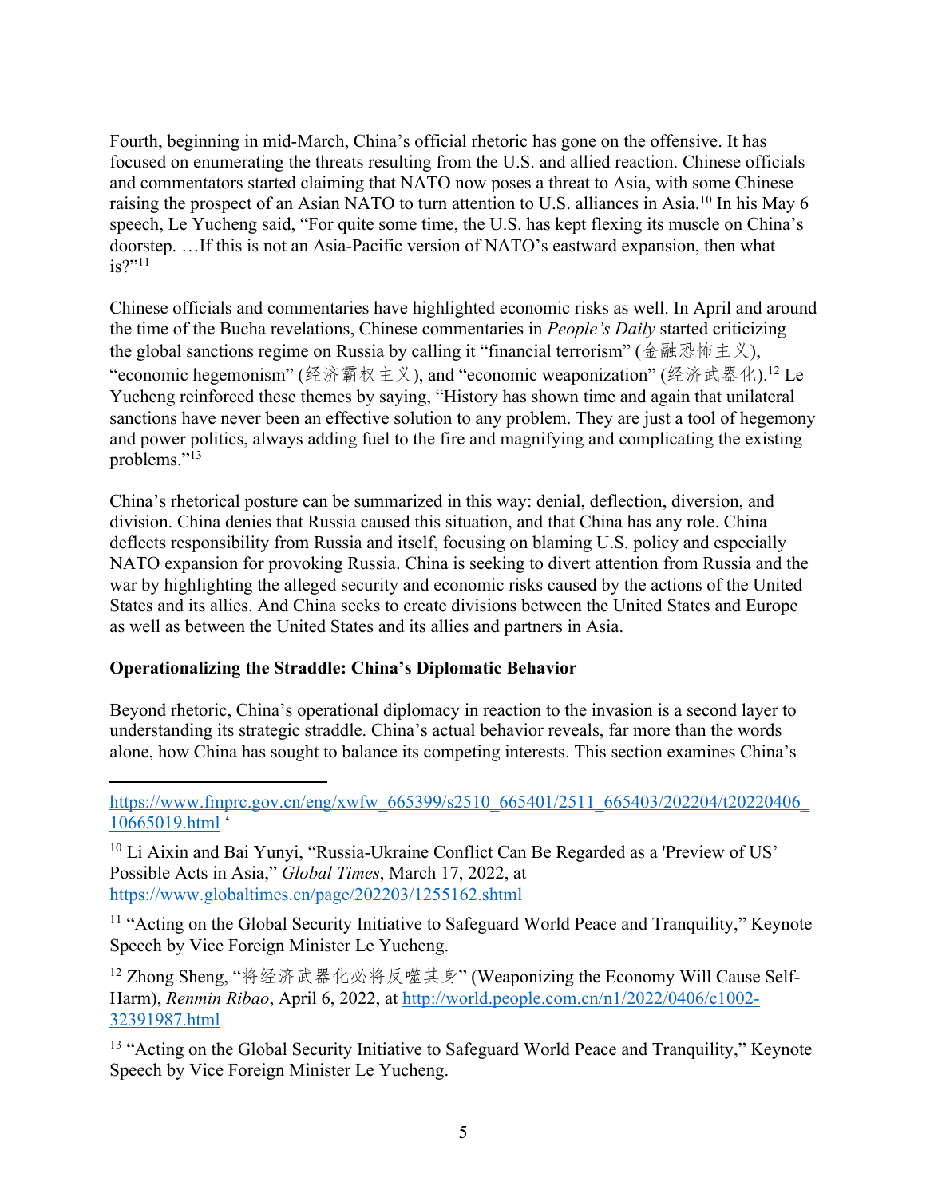Fourth, beginning in mid-March, China's official rhetoric has gone on the offensive. It has focused on enumerating the threats resulting from the U.S. and allied reaction. Chinese officials and commentators started claiming that NATO now poses a threat to Asia, with some Chinese raising the prospect of an Asian NATO to turn attention to U.S. alliances in Asia.[10] In his May 6 speech, Le Yucheng said, "For quite some time, the U.S. has kept flexing its muscle on China's doorstep. …If this is not an Asia-Pacific version of NATO's eastward expansion, then what is?"[11]

Chinese officials and commentaries have highlighted economic risks as well. In April and around the time of the Bucha revelations, Chinese commentaries in *People's Daily* started criticizing the global sanctions regime on Russia by calling it "financial terrorism" (金融恐怖主义), "economic hegemonism" (经济霸权主义), and "economic weaponization" (经济武器化).[12] Le Yucheng reinforced these themes by saying, "History has shown time and again that unilateral sanctions have never been an effective solution to any problem. They are just a tool of hegemony and power politics, always adding fuel to the fire and magnifying and complicating the existing problems."[13]

China's rhetorical posture can be summarized in this way: denial, deflection, diversion, and division. China denies that Russia caused this situation, and that China has any role. China deflects responsibility from Russia and itself, focusing on blaming U.S. policy and especially NATO expansion for provoking Russia. China is seeking to divert attention from Russia and the war by highlighting the alleged security and economic risks caused by the actions of the United States and its allies. And China seeks to create divisions between the United States and Europe as well as between the United States and its allies and partners in Asia.

**Operationalizing the Straddle: China's Diplomatic Behavior**

Beyond rhetoric, China's operational diplomacy in reaction to the invasion is a second layer to understanding its strategic straddle. China's actual behavior reveals, far more than the words alone, how China has sought to balance its competing interests. This section examines China's

---

https://www.fmprc.gov.cn/eng/xwfw_665399/s2510_665401/2511_665403/202204/t20220406_10665019.html '

[10] Li Aixin and Bai Yunyi, "Russia-Ukraine Conflict Can Be Regarded as a 'Preview of US' Possible Acts in Asia," *Global Times*, March 17, 2022, at https://www.globaltimes.cn/page/202203/1255162.shtml

[11] "Acting on the Global Security Initiative to Safeguard World Peace and Tranquility," Keynote Speech by Vice Foreign Minister Le Yucheng.

[12] Zhong Sheng, "将经济武器化必将反噬其身" (Weaponizing the Economy Will Cause Self-Harm), *Renmin Ribao*, April 6, 2022, at http://world.people.com.cn/n1/2022/0406/c1002-32391987.html

[13] "Acting on the Global Security Initiative to Safeguard World Peace and Tranquility," Keynote Speech by Vice Foreign Minister Le Yucheng.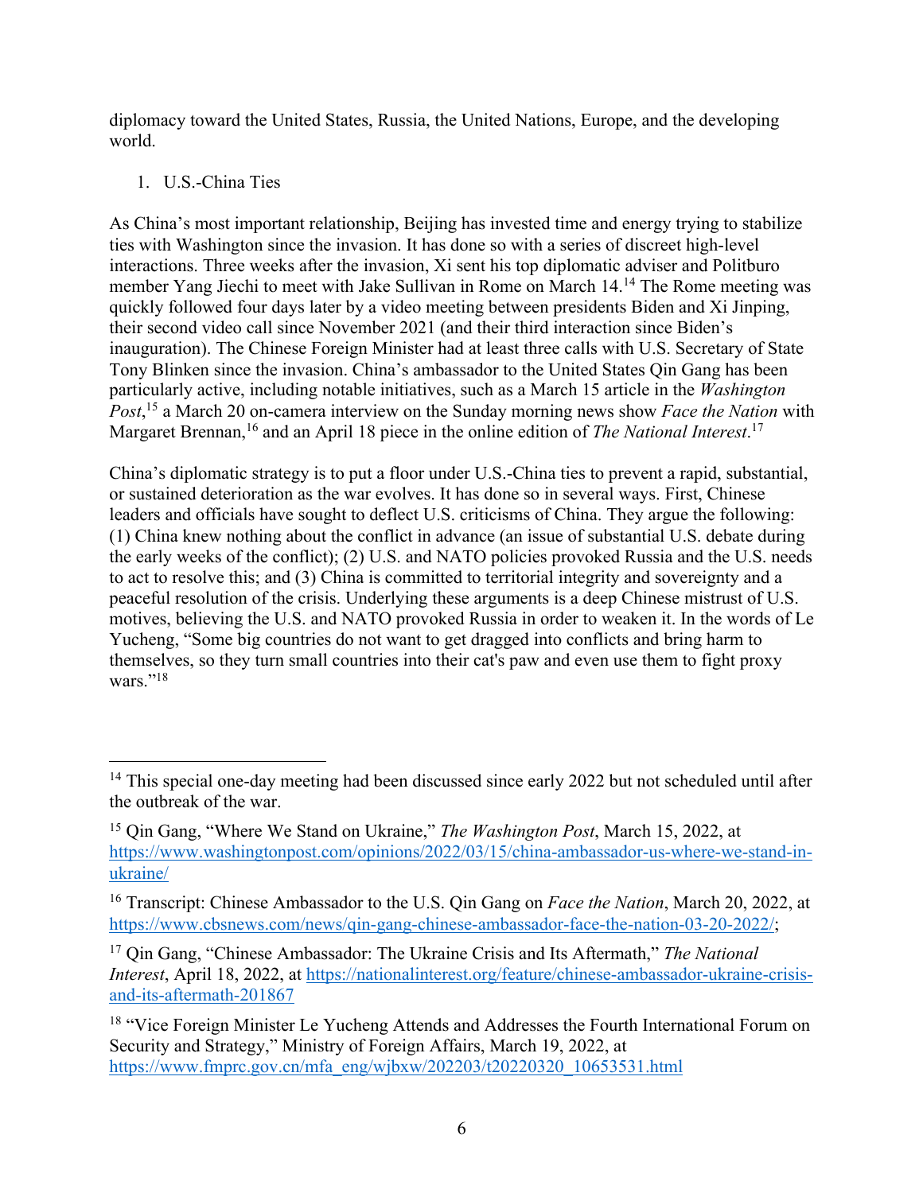diplomacy toward the United States, Russia, the United Nations, Europe, and the developing world.

1. U.S.-China Ties

As China's most important relationship, Beijing has invested time and energy trying to stabilize ties with Washington since the invasion. It has done so with a series of discreet high-level interactions. Three weeks after the invasion, Xi sent his top diplomatic adviser and Politburo member Yang Jiechi to meet with Jake Sullivan in Rome on March 14.[14] The Rome meeting was quickly followed four days later by a video meeting between presidents Biden and Xi Jinping, their second video call since November 2021 (and their third interaction since Biden's inauguration). The Chinese Foreign Minister had at least three calls with U.S. Secretary of State Tony Blinken since the invasion. China's ambassador to the United States Qin Gang has been particularly active, including notable initiatives, such as a March 15 article in the *Washington Post*,[15] a March 20 on-camera interview on the Sunday morning news show *Face the Nation* with Margaret Brennan,[16] and an April 18 piece in the online edition of *The National Interest*.[17]

China's diplomatic strategy is to put a floor under U.S.-China ties to prevent a rapid, substantial, or sustained deterioration as the war evolves. It has done so in several ways. First, Chinese leaders and officials have sought to deflect U.S. criticisms of China. They argue the following: (1) China knew nothing about the conflict in advance (an issue of substantial U.S. debate during the early weeks of the conflict); (2) U.S. and NATO policies provoked Russia and the U.S. needs to act to resolve this; and (3) China is committed to territorial integrity and sovereignty and a peaceful resolution of the crisis. Underlying these arguments is a deep Chinese mistrust of U.S. motives, believing the U.S. and NATO provoked Russia in order to weaken it. In the words of Le Yucheng, "Some big countries do not want to get dragged into conflicts and bring harm to themselves, so they turn small countries into their cat's paw and even use them to fight proxy wars."[18]

---

[14] This special one-day meeting had been discussed since early 2022 but not scheduled until after the outbreak of the war.

[15] Qin Gang, "Where We Stand on Ukraine," *The Washington Post*, March 15, 2022, at https://www.washingtonpost.com/opinions/2022/03/15/china-ambassador-us-where-we-stand-in-ukraine/

[16] Transcript: Chinese Ambassador to the U.S. Qin Gang on *Face the Nation*, March 20, 2022, at https://www.cbsnews.com/news/qin-gang-chinese-ambassador-face-the-nation-03-20-2022/;

[17] Qin Gang, "Chinese Ambassador: The Ukraine Crisis and Its Aftermath," *The National Interest*, April 18, 2022, at https://nationalinterest.org/feature/chinese-ambassador-ukraine-crisis-and-its-aftermath-201867

[18] "Vice Foreign Minister Le Yucheng Attends and Addresses the Fourth International Forum on Security and Strategy," Ministry of Foreign Affairs, March 19, 2022, at https://www.fmprc.gov.cn/mfa_eng/wjbxw/202203/t20220320_10653531.html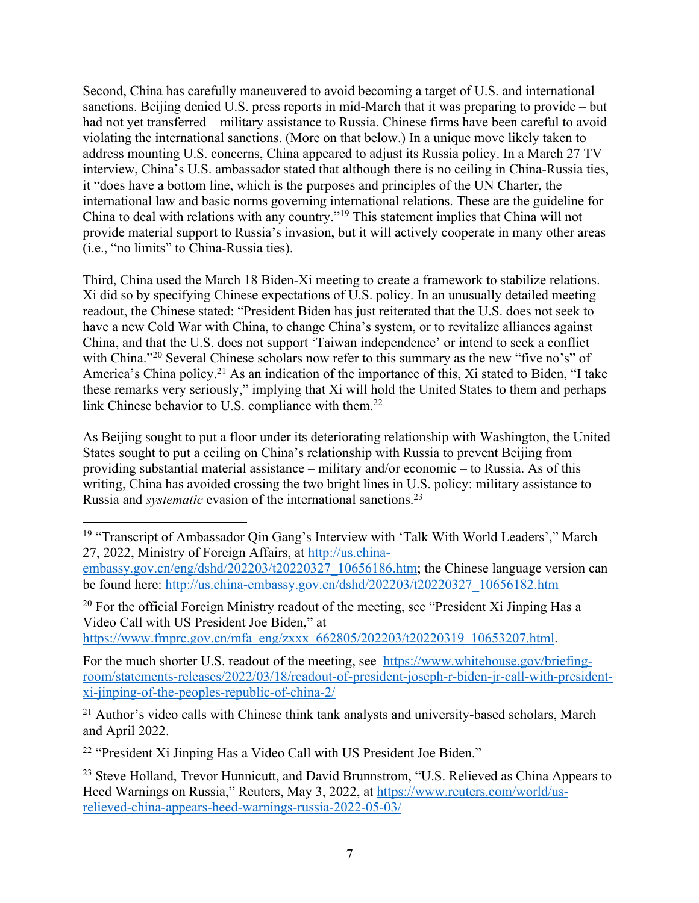Second, China has carefully maneuvered to avoid becoming a target of U.S. and international sanctions. Beijing denied U.S. press reports in mid-March that it was preparing to provide – but had not yet transferred – military assistance to Russia. Chinese firms have been careful to avoid violating the international sanctions. (More on that below.) In a unique move likely taken to address mounting U.S. concerns, China appeared to adjust its Russia policy. In a March 27 TV interview, China's U.S. ambassador stated that although there is no ceiling in China-Russia ties, it "does have a bottom line, which is the purposes and principles of the UN Charter, the international law and basic norms governing international relations. These are the guideline for China to deal with relations with any country."[19] This statement implies that China will not provide material support to Russia's invasion, but it will actively cooperate in many other areas (i.e., "no limits" to China-Russia ties).

Third, China used the March 18 Biden-Xi meeting to create a framework to stabilize relations. Xi did so by specifying Chinese expectations of U.S. policy. In an unusually detailed meeting readout, the Chinese stated: "President Biden has just reiterated that the U.S. does not seek to have a new Cold War with China, to change China's system, or to revitalize alliances against China, and that the U.S. does not support 'Taiwan independence' or intend to seek a conflict with China."[20] Several Chinese scholars now refer to this summary as the new "five no's" of America's China policy.[21] As an indication of the importance of this, Xi stated to Biden, "I take these remarks very seriously," implying that Xi will hold the United States to them and perhaps link Chinese behavior to U.S. compliance with them.[22]

As Beijing sought to put a floor under its deteriorating relationship with Washington, the United States sought to put a ceiling on China's relationship with Russia to prevent Beijing from providing substantial material assistance – military and/or economic – to Russia. As of this writing, China has avoided crossing the two bright lines in U.S. policy: military assistance to Russia and *systematic* evasion of the international sanctions.[23]

---

[19] "Transcript of Ambassador Qin Gang's Interview with 'Talk With World Leaders'," March 27, 2022, Ministry of Foreign Affairs, at http://us.china-embassy.gov.cn/eng/dshd/202203/t20220327_10656186.htm; the Chinese language version can be found here: http://us.china-embassy.gov.cn/dshd/202203/t20220327_10656182.htm

[20] For the official Foreign Ministry readout of the meeting, see "President Xi Jinping Has a Video Call with US President Joe Biden," at https://www.fmprc.gov.cn/mfa_eng/zxxx_662805/202203/t20220319_10653207.html.

For the much shorter U.S. readout of the meeting, see https://www.whitehouse.gov/briefing-room/statements-releases/2022/03/18/readout-of-president-joseph-r-biden-jr-call-with-president-xi-jinping-of-the-peoples-republic-of-china-2/

[21] Author's video calls with Chinese think tank analysts and university-based scholars, March and April 2022.

[22] "President Xi Jinping Has a Video Call with US President Joe Biden."

[23] Steve Holland, Trevor Hunnicutt, and David Brunnstrom, "U.S. Relieved as China Appears to Heed Warnings on Russia," Reuters, May 3, 2022, at https://www.reuters.com/world/us-relieved-china-appears-heed-warnings-russia-2022-05-03/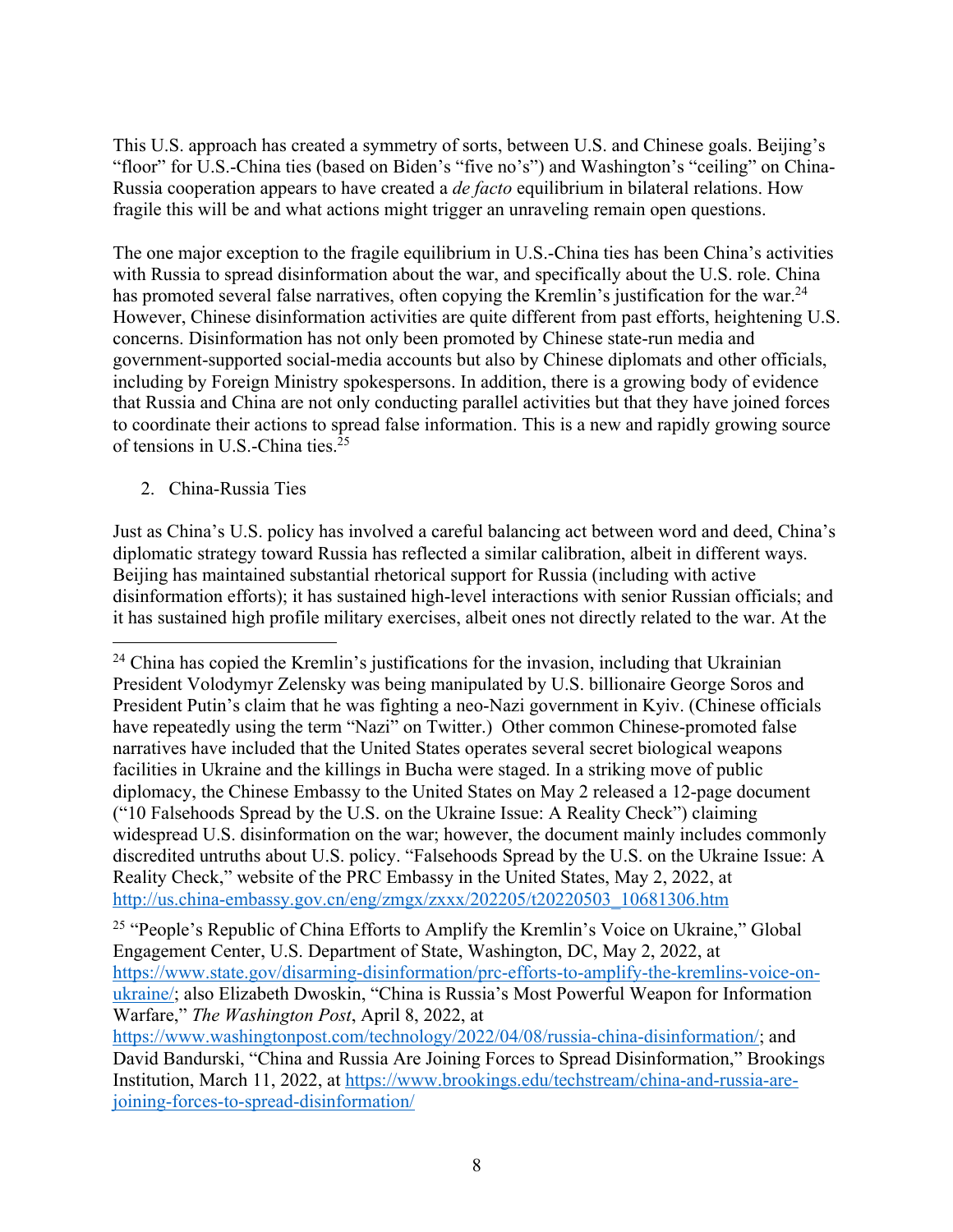This U.S. approach has created a symmetry of sorts, between U.S. and Chinese goals. Beijing's "floor" for U.S.-China ties (based on Biden's "five no's") and Washington's "ceiling" on China-Russia cooperation appears to have created a *de facto* equilibrium in bilateral relations. How fragile this will be and what actions might trigger an unraveling remain open questions.

The one major exception to the fragile equilibrium in U.S.-China ties has been China's activities with Russia to spread disinformation about the war, and specifically about the U.S. role. China has promoted several false narratives, often copying the Kremlin's justification for the war.[24] However, Chinese disinformation activities are quite different from past efforts, heightening U.S. concerns. Disinformation has not only been promoted by Chinese state-run media and government-supported social-media accounts but also by Chinese diplomats and other officials, including by Foreign Ministry spokespersons. In addition, there is a growing body of evidence that Russia and China are not only conducting parallel activities but that they have joined forces to coordinate their actions to spread false information. This is a new and rapidly growing source of tensions in U.S.-China ties.[25]

2. China-Russia Ties

Just as China's U.S. policy has involved a careful balancing act between word and deed, China's diplomatic strategy toward Russia has reflected a similar calibration, albeit in different ways. Beijing has maintained substantial rhetorical support for Russia (including with active disinformation efforts); it has sustained high-level interactions with senior Russian officials; and it has sustained high profile military exercises, albeit ones not directly related to the war. At the

---

[24] China has copied the Kremlin's justifications for the invasion, including that Ukrainian President Volodymyr Zelensky was being manipulated by U.S. billionaire George Soros and President Putin's claim that he was fighting a neo-Nazi government in Kyiv. (Chinese officials have repeatedly using the term "Nazi" on Twitter.) Other common Chinese-promoted false narratives have included that the United States operates several secret biological weapons facilities in Ukraine and the killings in Bucha were staged. In a striking move of public diplomacy, the Chinese Embassy to the United States on May 2 released a 12-page document ("10 Falsehoods Spread by the U.S. on the Ukraine Issue: A Reality Check") claiming widespread U.S. disinformation on the war; however, the document mainly includes commonly discredited untruths about U.S. policy. "Falsehoods Spread by the U.S. on the Ukraine Issue: A Reality Check," website of the PRC Embassy in the United States, May 2, 2022, at http://us.china-embassy.gov.cn/eng/zmgx/zxxx/202205/t20220503_10681306.htm

[25] "People's Republic of China Efforts to Amplify the Kremlin's Voice on Ukraine," Global Engagement Center, U.S. Department of State, Washington, DC, May 2, 2022, at https://www.state.gov/disarming-disinformation/prc-efforts-to-amplify-the-kremlins-voice-on-ukraine/; also Elizabeth Dwoskin, "China is Russia's Most Powerful Weapon for Information Warfare," *The Washington Post*, April 8, 2022, at https://www.washingtonpost.com/technology/2022/04/08/russia-china-disinformation/; and David Bandurski, "China and Russia Are Joining Forces to Spread Disinformation," Brookings Institution, March 11, 2022, at https://www.brookings.edu/techstream/china-and-russia-are-joining-forces-to-spread-disinformation/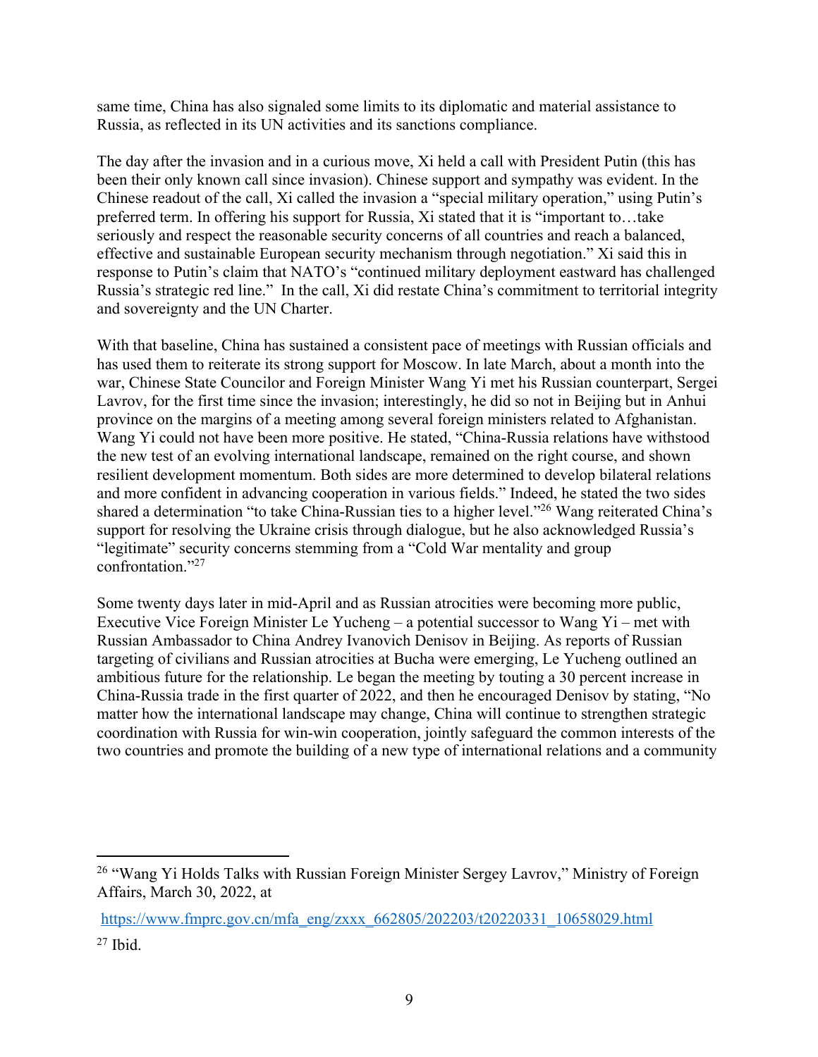same time, China has also signaled some limits to its diplomatic and material assistance to Russia, as reflected in its UN activities and its sanctions compliance.

The day after the invasion and in a curious move, Xi held a call with President Putin (this has been their only known call since invasion). Chinese support and sympathy was evident. In the Chinese readout of the call, Xi called the invasion a "special military operation," using Putin's preferred term. In offering his support for Russia, Xi stated that it is "important to…take seriously and respect the reasonable security concerns of all countries and reach a balanced, effective and sustainable European security mechanism through negotiation." Xi said this in response to Putin's claim that NATO's "continued military deployment eastward has challenged Russia's strategic red line." In the call, Xi did restate China's commitment to territorial integrity and sovereignty and the UN Charter.

With that baseline, China has sustained a consistent pace of meetings with Russian officials and has used them to reiterate its strong support for Moscow. In late March, about a month into the war, Chinese State Councilor and Foreign Minister Wang Yi met his Russian counterpart, Sergei Lavrov, for the first time since the invasion; interestingly, he did so not in Beijing but in Anhui province on the margins of a meeting among several foreign ministers related to Afghanistan. Wang Yi could not have been more positive. He stated, "China-Russia relations have withstood the new test of an evolving international landscape, remained on the right course, and shown resilient development momentum. Both sides are more determined to develop bilateral relations and more confident in advancing cooperation in various fields." Indeed, he stated the two sides shared a determination "to take China-Russian ties to a higher level."[26] Wang reiterated China's support for resolving the Ukraine crisis through dialogue, but he also acknowledged Russia's "legitimate" security concerns stemming from a "Cold War mentality and group confrontation."[27]

Some twenty days later in mid-April and as Russian atrocities were becoming more public, Executive Vice Foreign Minister Le Yucheng – a potential successor to Wang Yi – met with Russian Ambassador to China Andrey Ivanovich Denisov in Beijing. As reports of Russian targeting of civilians and Russian atrocities at Bucha were emerging, Le Yucheng outlined an ambitious future for the relationship. Le began the meeting by touting a 30 percent increase in China-Russia trade in the first quarter of 2022, and then he encouraged Denisov by stating, "No matter how the international landscape may change, China will continue to strengthen strategic coordination with Russia for win-win cooperation, jointly safeguard the common interests of the two countries and promote the building of a new type of international relations and a community

---

[26] "Wang Yi Holds Talks with Russian Foreign Minister Sergey Lavrov," Ministry of Foreign Affairs, March 30, 2022, at https://www.fmprc.gov.cn/mfa_eng/zxxx_662805/202203/t20220331_10658029.html

[27] Ibid.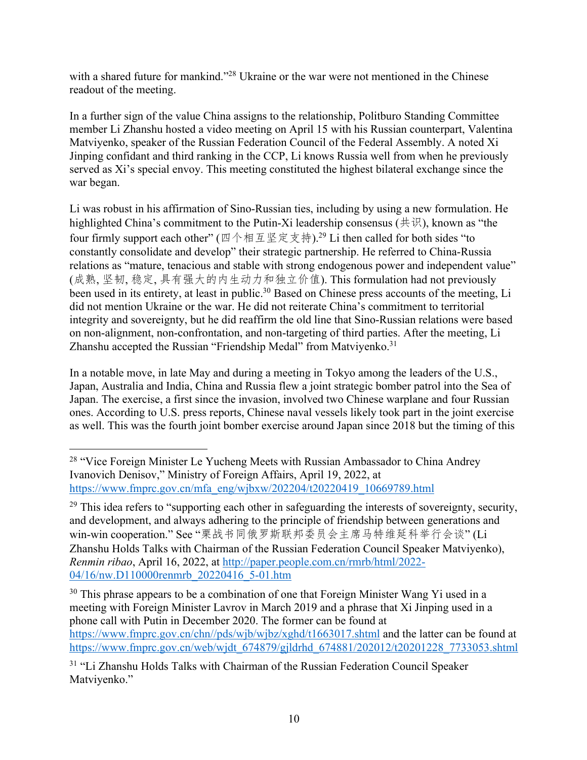with a shared future for mankind."[28] Ukraine or the war were not mentioned in the Chinese readout of the meeting.

In a further sign of the value China assigns to the relationship, Politburo Standing Committee member Li Zhanshu hosted a video meeting on April 15 with his Russian counterpart, Valentina Matviyenko, speaker of the Russian Federation Council of the Federal Assembly. A noted Xi Jinping confidant and third ranking in the CCP, Li knows Russia well from when he previously served as Xi's special envoy. This meeting constituted the highest bilateral exchange since the war began.

Li was robust in his affirmation of Sino-Russian ties, including by using a new formulation. He highlighted China's commitment to the Putin-Xi leadership consensus (共识), known as "the four firmly support each other" (四个相互坚定支持).[29] Li then called for both sides "to constantly consolidate and develop" their strategic partnership. He referred to China-Russia relations as "mature, tenacious and stable with strong endogenous power and independent value" (成熟, 坚韧, 稳定, 具有强大的内生动力和独立价值). This formulation had not previously been used in its entirety, at least in public.[30] Based on Chinese press accounts of the meeting, Li did not mention Ukraine or the war. He did not reiterate China's commitment to territorial integrity and sovereignty, but he did reaffirm the old line that Sino-Russian relations were based on non-alignment, non-confrontation, and non-targeting of third parties. After the meeting, Li Zhanshu accepted the Russian "Friendship Medal" from Matviyenko.[31]

In a notable move, in late May and during a meeting in Tokyo among the leaders of the U.S., Japan, Australia and India, China and Russia flew a joint strategic bomber patrol into the Sea of Japan. The exercise, a first since the invasion, involved two Chinese warplane and four Russian ones. According to U.S. press reports, Chinese naval vessels likely took part in the joint exercise as well. This was the fourth joint bomber exercise around Japan since 2018 but the timing of this

---

[28] "Vice Foreign Minister Le Yucheng Meets with Russian Ambassador to China Andrey Ivanovich Denisov," Ministry of Foreign Affairs, April 19, 2022, at https://www.fmprc.gov.cn/mfa_eng/wjbxw/202204/t20220419_10669789.html

[29] This idea refers to "supporting each other in safeguarding the interests of sovereignty, security, and development, and always adhering to the principle of friendship between generations and win-win cooperation." See "栗战书同俄罗斯联邦委员会主席马特维延科举行会谈" (Li Zhanshu Holds Talks with Chairman of the Russian Federation Council Speaker Matviyenko), *Renmin ribao*, April 16, 2022, at http://paper.people.com.cn/rmrb/html/2022-04/16/nw.D110000renmrb_20220416_5-01.htm

[30] This phrase appears to be a combination of one that Foreign Minister Wang Yi used in a meeting with Foreign Minister Lavrov in March 2019 and a phrase that Xi Jinping used in a phone call with Putin in December 2020. The former can be found at https://www.fmprc.gov.cn/chn//pds/wjb/wjbz/xghd/t1663017.shtml and the latter can be found at https://www.fmprc.gov.cn/web/wjdt_674879/gjldrhd_674881/202012/t20201228_7733053.shtml

[31] "Li Zhanshu Holds Talks with Chairman of the Russian Federation Council Speaker Matviyenko."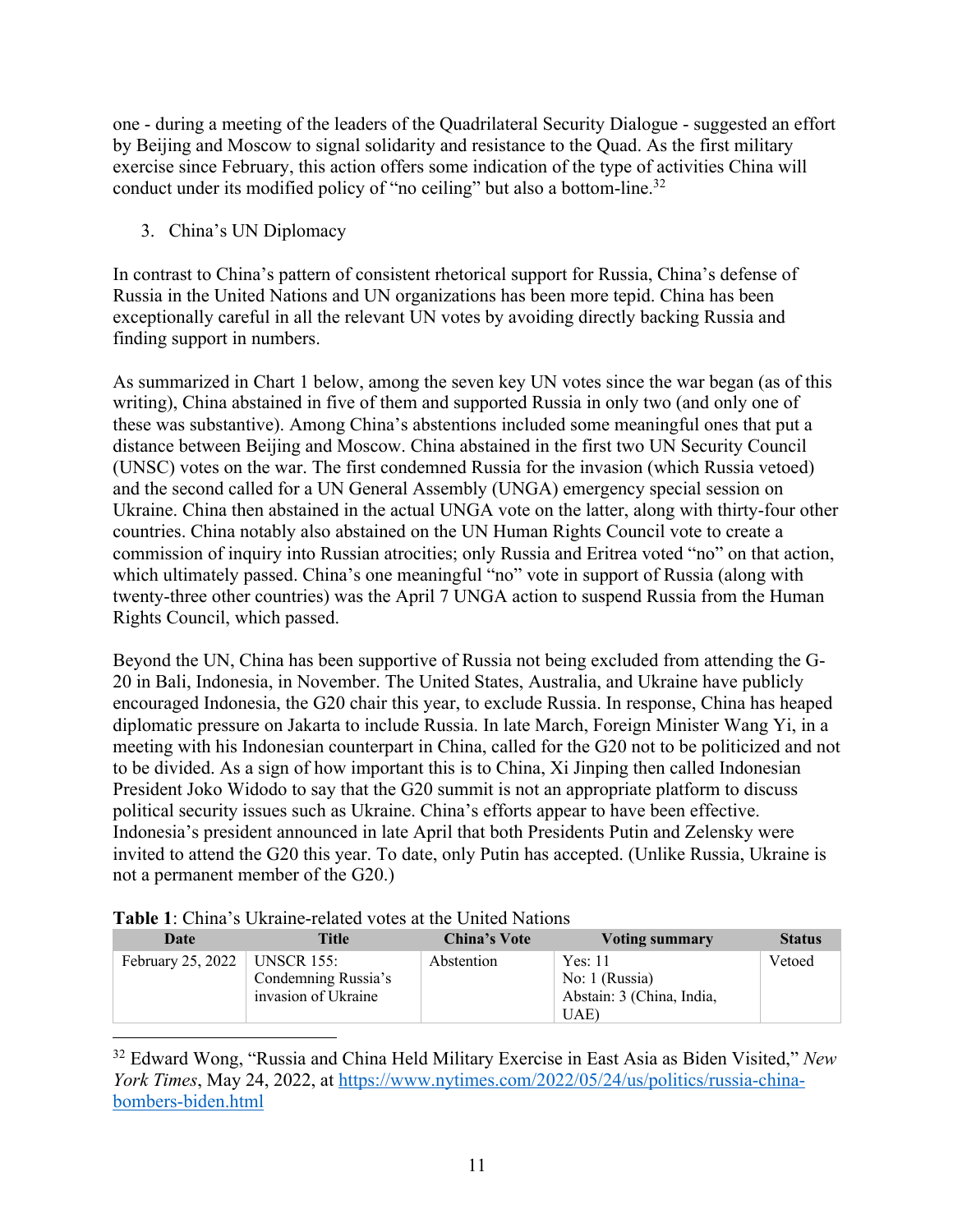one - during a meeting of the leaders of the Quadrilateral Security Dialogue - suggested an effort by Beijing and Moscow to signal solidarity and resistance to the Quad. As the first military exercise since February, this action offers some indication of the type of activities China will conduct under its modified policy of "no ceiling" but also a bottom-line.[32]

3. China's UN Diplomacy

In contrast to China's pattern of consistent rhetorical support for Russia, China's defense of Russia in the United Nations and UN organizations has been more tepid. China has been exceptionally careful in all the relevant UN votes by avoiding directly backing Russia and finding support in numbers.

As summarized in Chart 1 below, among the seven key UN votes since the war began (as of this writing), China abstained in five of them and supported Russia in only two (and only one of these was substantive). Among China's abstentions included some meaningful ones that put a distance between Beijing and Moscow. China abstained in the first two UN Security Council (UNSC) votes on the war. The first condemned Russia for the invasion (which Russia vetoed) and the second called for a UN General Assembly (UNGA) emergency special session on Ukraine. China then abstained in the actual UNGA vote on the latter, along with thirty-four other countries. China notably also abstained on the UN Human Rights Council vote to create a commission of inquiry into Russian atrocities; only Russia and Eritrea voted "no" on that action, which ultimately passed. China's one meaningful "no" vote in support of Russia (along with twenty-three other countries) was the April 7 UNGA action to suspend Russia from the Human Rights Council, which passed.

Beyond the UN, China has been supportive of Russia not being excluded from attending the G-20 in Bali, Indonesia, in November. The United States, Australia, and Ukraine have publicly encouraged Indonesia, the G20 chair this year, to exclude Russia. In response, China has heaped diplomatic pressure on Jakarta to include Russia. In late March, Foreign Minister Wang Yi, in a meeting with his Indonesian counterpart in China, called for the G20 not to be politicized and not to be divided. As a sign of how important this is to China, Xi Jinping then called Indonesian President Joko Widodo to say that the G20 summit is not an appropriate platform to discuss political security issues such as Ukraine. China's efforts appear to have been effective. Indonesia's president announced in late April that both Presidents Putin and Zelensky were invited to attend the G20 this year. To date, only Putin has accepted. (Unlike Russia, Ukraine is not a permanent member of the G20.)

**Table 1**: China's Ukraine-related votes at the United Nations

| Date | Title | China's Vote | Voting summary | Status |
|---|---|---|---|---|
| February 25, 2022 | UNSCR 155: Condemning Russia's invasion of Ukraine | Abstention | Yes: 11<br>No: 1 (Russia)<br>Abstain: 3 (China, India, UAE) | Vetoed |

[32] Edward Wong, "Russia and China Held Military Exercise in East Asia as Biden Visited," *New York Times*, May 24, 2022, at https://www.nytimes.com/2022/05/24/us/politics/russia-china-bombers-biden.html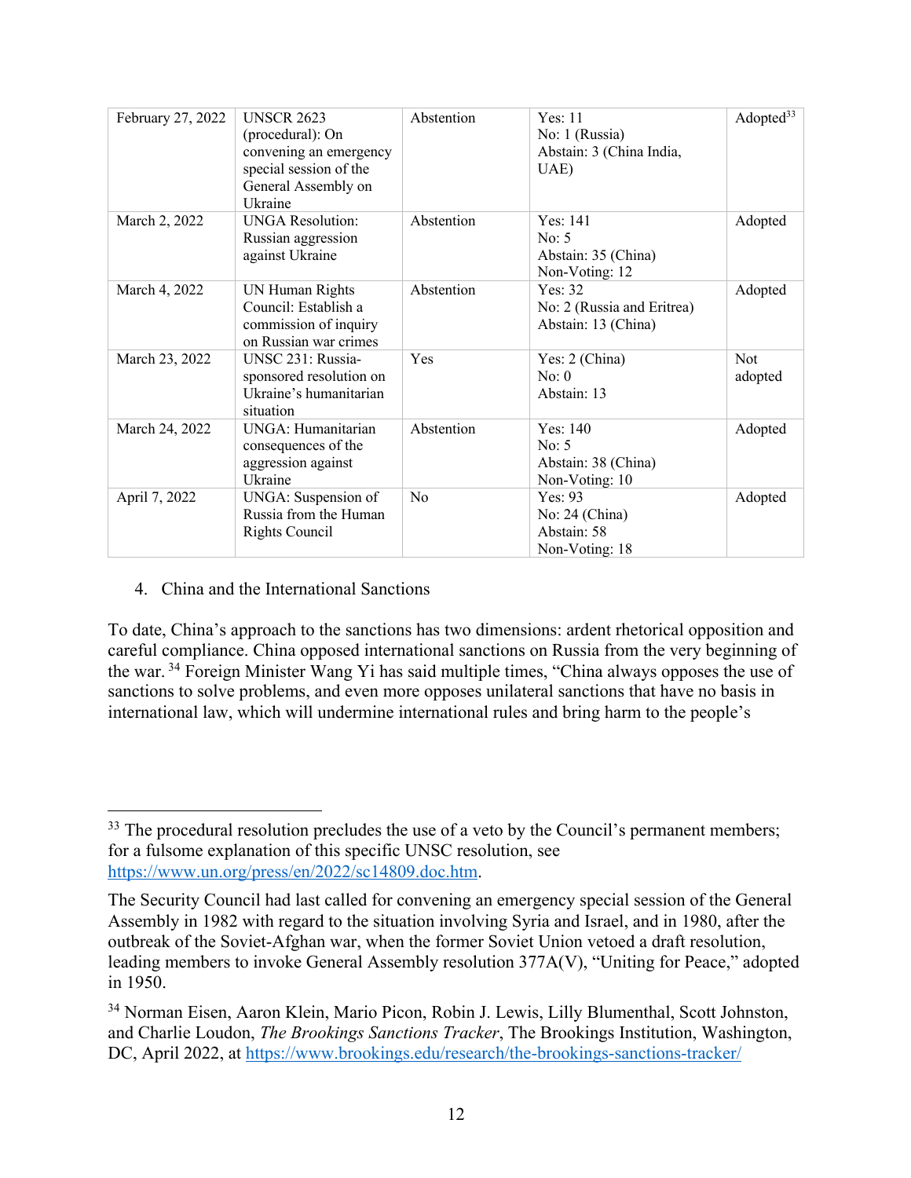| February 27, 2022 | UNSCR 2623 (procedural): On convening an emergency special session of the General Assembly on Ukraine | Abstention | Yes: 11<br>No: 1 (Russia)<br>Abstain: 3 (China India, UAE) | Adopted[33] |
|---|---|---|---|---|
| March 2, 2022 | UNGA Resolution: Russian aggression against Ukraine | Abstention | Yes: 141<br>No: 5<br>Abstain: 35 (China)<br>Non-Voting: 12 | Adopted |
| March 4, 2022 | UN Human Rights Council: Establish a commission of inquiry on Russian war crimes | Abstention | Yes: 32<br>No: 2 (Russia and Eritrea)<br>Abstain: 13 (China) | Adopted |
| March 23, 2022 | UNSC 231: Russia-sponsored resolution on Ukraine's humanitarian situation | Yes | Yes: 2 (China)<br>No: 0<br>Abstain: 13 | Not adopted |
| March 24, 2022 | UNGA: Humanitarian consequences of the aggression against Ukraine | Abstention | Yes: 140<br>No: 5<br>Abstain: 38 (China)<br>Non-Voting: 10 | Adopted |
| April 7, 2022 | UNGA: Suspension of Russia from the Human Rights Council | No | Yes: 93<br>No: 24 (China)<br>Abstain: 58<br>Non-Voting: 18 | Adopted |

4. China and the International Sanctions

To date, China's approach to the sanctions has two dimensions: ardent rhetorical opposition and careful compliance. China opposed international sanctions on Russia from the very beginning of the war. [34] Foreign Minister Wang Yi has said multiple times, "China always opposes the use of sanctions to solve problems, and even more opposes unilateral sanctions that have no basis in international law, which will undermine international rules and bring harm to the people's

---

[33] The procedural resolution precludes the use of a veto by the Council's permanent members; for a fulsome explanation of this specific UNSC resolution, see https://www.un.org/press/en/2022/sc14809.doc.htm.

The Security Council had last called for convening an emergency special session of the General Assembly in 1982 with regard to the situation involving Syria and Israel, and in 1980, after the outbreak of the Soviet-Afghan war, when the former Soviet Union vetoed a draft resolution, leading members to invoke General Assembly resolution 377A(V), "Uniting for Peace," adopted in 1950.

[34] Norman Eisen, Aaron Klein, Mario Picon, Robin J. Lewis, Lilly Blumenthal, Scott Johnston, and Charlie Loudon, *The Brookings Sanctions Tracker*, The Brookings Institution, Washington, DC, April 2022, at https://www.brookings.edu/research/the-brookings-sanctions-tracker/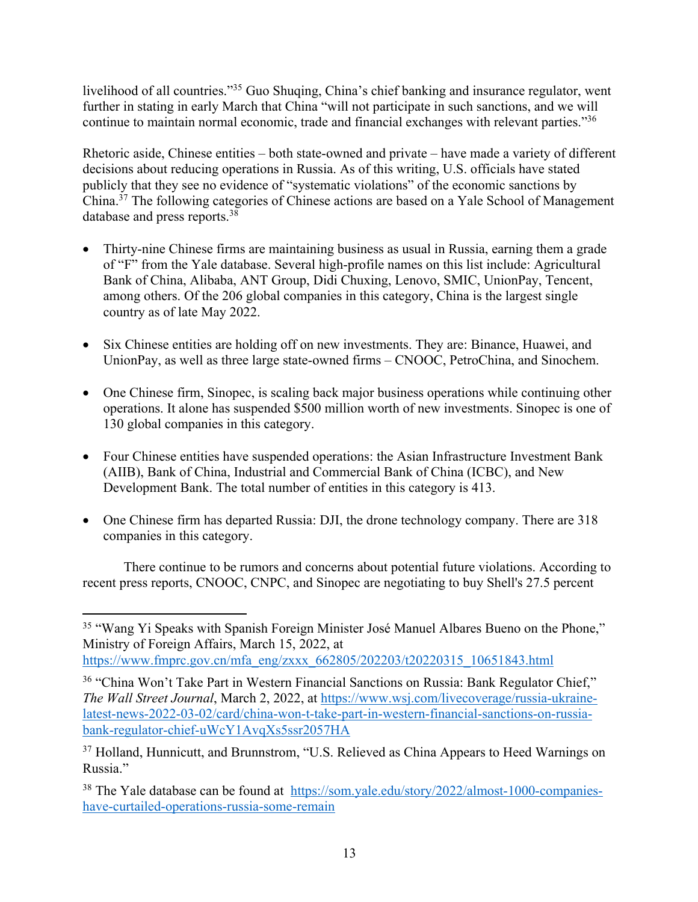livelihood of all countries."[35] Guo Shuqing, China's chief banking and insurance regulator, went further in stating in early March that China "will not participate in such sanctions, and we will continue to maintain normal economic, trade and financial exchanges with relevant parties."[36]

Rhetoric aside, Chinese entities – both state-owned and private – have made a variety of different decisions about reducing operations in Russia. As of this writing, U.S. officials have stated publicly that they see no evidence of "systematic violations" of the economic sanctions by China.[37] The following categories of Chinese actions are based on a Yale School of Management database and press reports.[38]

- Thirty-nine Chinese firms are maintaining business as usual in Russia, earning them a grade of "F" from the Yale database. Several high-profile names on this list include: Agricultural Bank of China, Alibaba, ANT Group, Didi Chuxing, Lenovo, SMIC, UnionPay, Tencent, among others. Of the 206 global companies in this category, China is the largest single country as of late May 2022.
- Six Chinese entities are holding off on new investments. They are: Binance, Huawei, and UnionPay, as well as three large state-owned firms – CNOOC, PetroChina, and Sinochem.
- One Chinese firm, Sinopec, is scaling back major business operations while continuing other operations. It alone has suspended $500 million worth of new investments. Sinopec is one of 130 global companies in this category.
- Four Chinese entities have suspended operations: the Asian Infrastructure Investment Bank (AIIB), Bank of China, Industrial and Commercial Bank of China (ICBC), and New Development Bank. The total number of entities in this category is 413.
- One Chinese firm has departed Russia: DJI, the drone technology company. There are 318 companies in this category.

There continue to be rumors and concerns about potential future violations. According to recent press reports, CNOOC, CNPC, and Sinopec are negotiating to buy Shell's 27.5 percent

---

[35] "Wang Yi Speaks with Spanish Foreign Minister José Manuel Albares Bueno on the Phone," Ministry of Foreign Affairs, March 15, 2022, at https://www.fmprc.gov.cn/mfa_eng/zxxx_662805/202203/t20220315_10651843.html

[36] "China Won't Take Part in Western Financial Sanctions on Russia: Bank Regulator Chief," *The Wall Street Journal*, March 2, 2022, at https://www.wsj.com/livecoverage/russia-ukraine-latest-news-2022-03-02/card/china-won-t-take-part-in-western-financial-sanctions-on-russia-bank-regulator-chief-uWcY1AvqXs5ssr2057HA

[37] Holland, Hunnicutt, and Brunnstrom, "U.S. Relieved as China Appears to Heed Warnings on Russia."

[38] The Yale database can be found at https://som.yale.edu/story/2022/almost-1000-companies-have-curtailed-operations-russia-some-remain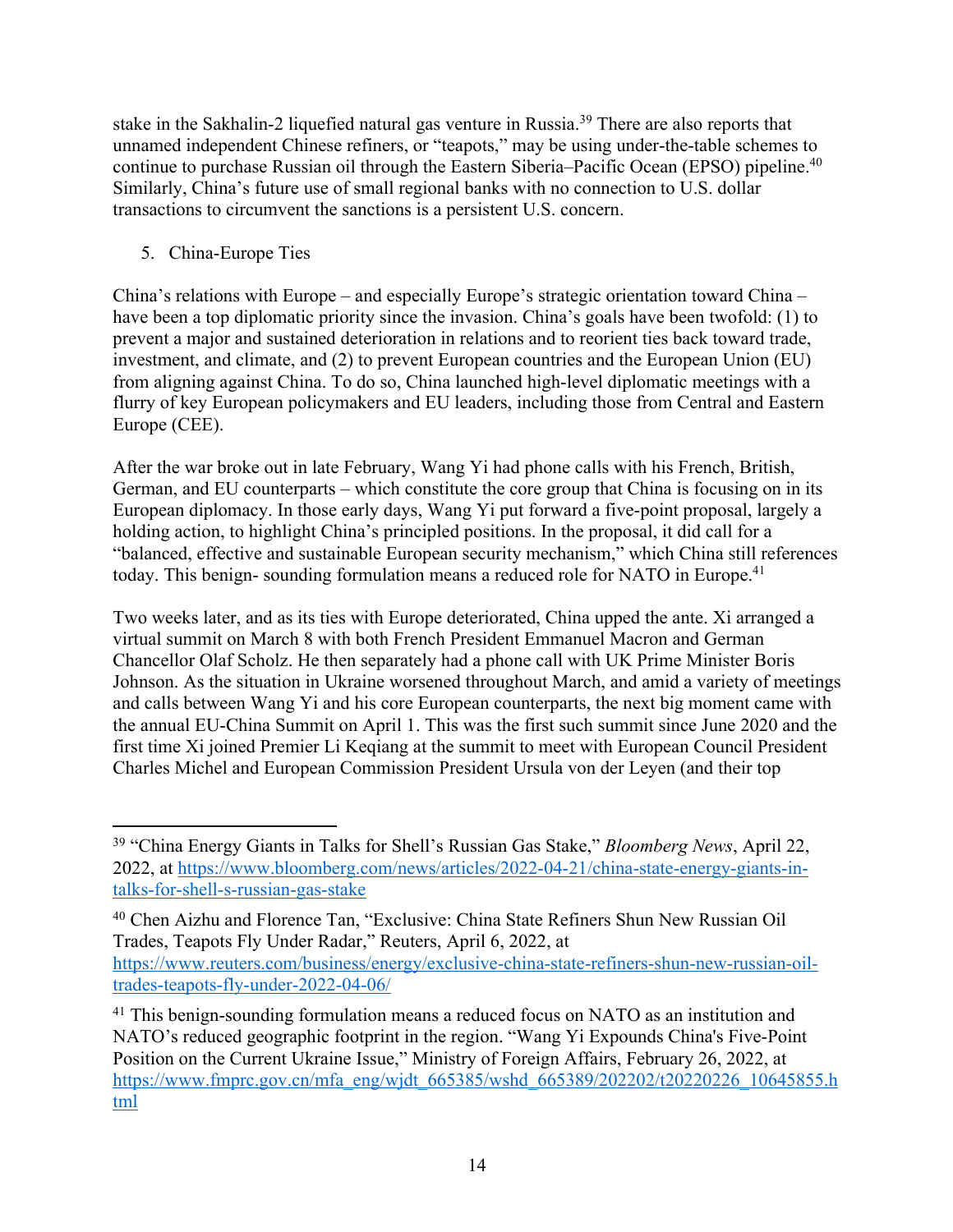stake in the Sakhalin-2 liquefied natural gas venture in Russia.[39] There are also reports that unnamed independent Chinese refiners, or "teapots," may be using under-the-table schemes to continue to purchase Russian oil through the Eastern Siberia–Pacific Ocean (EPSO) pipeline.[40] Similarly, China's future use of small regional banks with no connection to U.S. dollar transactions to circumvent the sanctions is a persistent U.S. concern.

5. China-Europe Ties

China's relations with Europe – and especially Europe's strategic orientation toward China – have been a top diplomatic priority since the invasion. China's goals have been twofold: (1) to prevent a major and sustained deterioration in relations and to reorient ties back toward trade, investment, and climate, and (2) to prevent European countries and the European Union (EU) from aligning against China. To do so, China launched high-level diplomatic meetings with a flurry of key European policymakers and EU leaders, including those from Central and Eastern Europe (CEE).

After the war broke out in late February, Wang Yi had phone calls with his French, British, German, and EU counterparts – which constitute the core group that China is focusing on in its European diplomacy. In those early days, Wang Yi put forward a five-point proposal, largely a holding action, to highlight China's principled positions. In the proposal, it did call for a "balanced, effective and sustainable European security mechanism," which China still references today. This benign- sounding formulation means a reduced role for NATO in Europe.[41]

Two weeks later, and as its ties with Europe deteriorated, China upped the ante. Xi arranged a virtual summit on March 8 with both French President Emmanuel Macron and German Chancellor Olaf Scholz. He then separately had a phone call with UK Prime Minister Boris Johnson. As the situation in Ukraine worsened throughout March, and amid a variety of meetings and calls between Wang Yi and his core European counterparts, the next big moment came with the annual EU-China Summit on April 1. This was the first such summit since June 2020 and the first time Xi joined Premier Li Keqiang at the summit to meet with European Council President Charles Michel and European Commission President Ursula von der Leyen (and their top

---

[39] "China Energy Giants in Talks for Shell's Russian Gas Stake," *Bloomberg News*, April 22, 2022, at https://www.bloomberg.com/news/articles/2022-04-21/china-state-energy-giants-in-talks-for-shell-s-russian-gas-stake

[40] Chen Aizhu and Florence Tan, "Exclusive: China State Refiners Shun New Russian Oil Trades, Teapots Fly Under Radar," Reuters, April 6, 2022, at https://www.reuters.com/business/energy/exclusive-china-state-refiners-shun-new-russian-oil-trades-teapots-fly-under-2022-04-06/

[41] This benign-sounding formulation means a reduced focus on NATO as an institution and NATO's reduced geographic footprint in the region. "Wang Yi Expounds China's Five-Point Position on the Current Ukraine Issue," Ministry of Foreign Affairs, February 26, 2022, at https://www.fmprc.gov.cn/mfa_eng/wjdt_665385/wshd_665389/202202/t20220226_10645855.html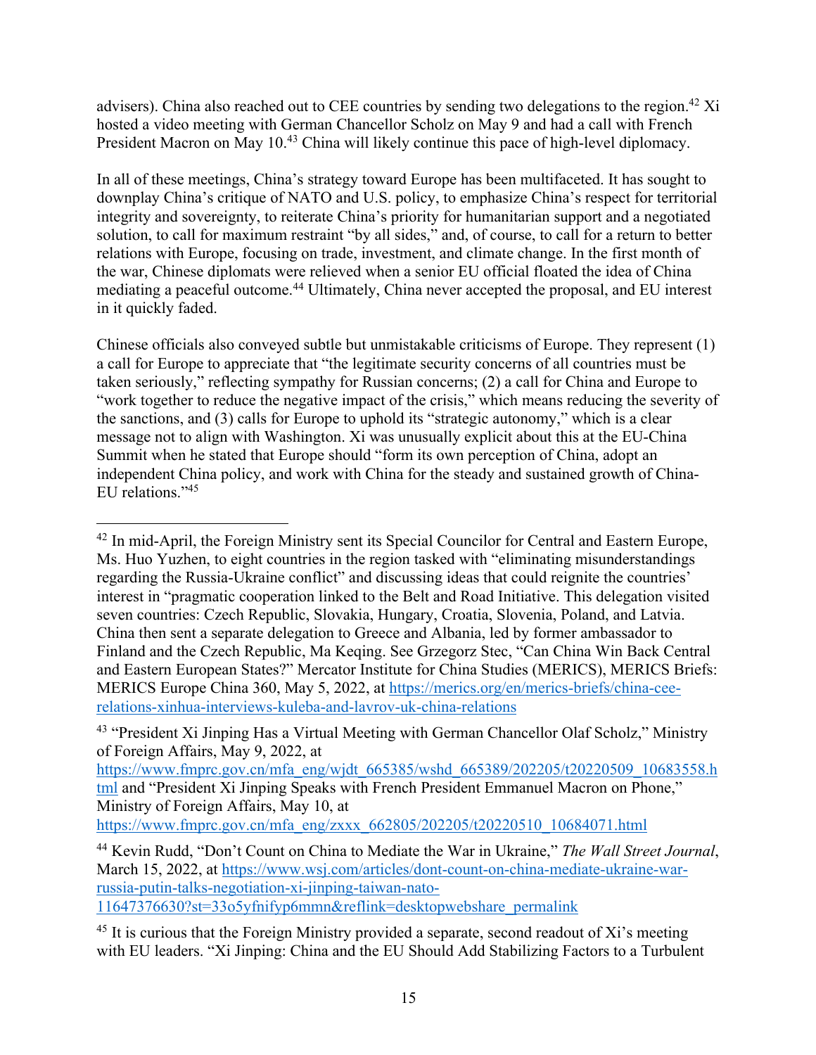advisers). China also reached out to CEE countries by sending two delegations to the region.[42] Xi hosted a video meeting with German Chancellor Scholz on May 9 and had a call with French President Macron on May 10.[43] China will likely continue this pace of high-level diplomacy.

In all of these meetings, China's strategy toward Europe has been multifaceted. It has sought to downplay China's critique of NATO and U.S. policy, to emphasize China's respect for territorial integrity and sovereignty, to reiterate China's priority for humanitarian support and a negotiated solution, to call for maximum restraint "by all sides," and, of course, to call for a return to better relations with Europe, focusing on trade, investment, and climate change. In the first month of the war, Chinese diplomats were relieved when a senior EU official floated the idea of China mediating a peaceful outcome.[44] Ultimately, China never accepted the proposal, and EU interest in it quickly faded.

Chinese officials also conveyed subtle but unmistakable criticisms of Europe. They represent (1) a call for Europe to appreciate that "the legitimate security concerns of all countries must be taken seriously," reflecting sympathy for Russian concerns; (2) a call for China and Europe to "work together to reduce the negative impact of the crisis," which means reducing the severity of the sanctions, and (3) calls for Europe to uphold its "strategic autonomy," which is a clear message not to align with Washington. Xi was unusually explicit about this at the EU-China Summit when he stated that Europe should "form its own perception of China, adopt an independent China policy, and work with China for the steady and sustained growth of China-EU relations."[45]

---

[42] In mid-April, the Foreign Ministry sent its Special Councilor for Central and Eastern Europe, Ms. Huo Yuzhen, to eight countries in the region tasked with "eliminating misunderstandings regarding the Russia-Ukraine conflict" and discussing ideas that could reignite the countries' interest in "pragmatic cooperation linked to the Belt and Road Initiative. This delegation visited seven countries: Czech Republic, Slovakia, Hungary, Croatia, Slovenia, Poland, and Latvia. China then sent a separate delegation to Greece and Albania, led by former ambassador to Finland and the Czech Republic, Ma Keqing. See Grzegorz Stec, "Can China Win Back Central and Eastern European States?" Mercator Institute for China Studies (MERICS), MERICS Briefs: MERICS Europe China 360, May 5, 2022, at https://merics.org/en/merics-briefs/china-cee-relations-xinhua-interviews-kuleba-and-lavrov-uk-china-relations

[43] "President Xi Jinping Has a Virtual Meeting with German Chancellor Olaf Scholz," Ministry of Foreign Affairs, May 9, 2022, at https://www.fmprc.gov.cn/mfa_eng/wjdt_665385/wshd_665389/202205/t20220509_10683558.html and "President Xi Jinping Speaks with French President Emmanuel Macron on Phone," Ministry of Foreign Affairs, May 10, at https://www.fmprc.gov.cn/mfa_eng/zxxx_662805/202205/t20220510_10684071.html

[44] Kevin Rudd, "Don't Count on China to Mediate the War in Ukraine," *The Wall Street Journal*, March 15, 2022, at https://www.wsj.com/articles/dont-count-on-china-mediate-ukraine-war-russia-putin-talks-negotiation-xi-jinping-taiwan-nato-11647376630?st=33o5yfnifyp6mmn&reflink=desktopwebshare_permalink

[45] It is curious that the Foreign Ministry provided a separate, second readout of Xi's meeting with EU leaders. "Xi Jinping: China and the EU Should Add Stabilizing Factors to a Turbulent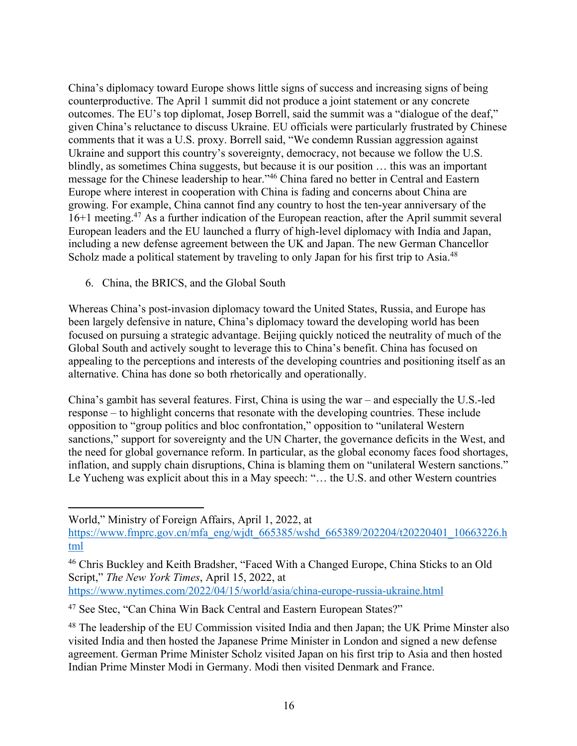China's diplomacy toward Europe shows little signs of success and increasing signs of being counterproductive. The April 1 summit did not produce a joint statement or any concrete outcomes. The EU's top diplomat, Josep Borrell, said the summit was a "dialogue of the deaf," given China's reluctance to discuss Ukraine. EU officials were particularly frustrated by Chinese comments that it was a U.S. proxy. Borrell said, "We condemn Russian aggression against Ukraine and support this country's sovereignty, democracy, not because we follow the U.S. blindly, as sometimes China suggests, but because it is our position … this was an important message for the Chinese leadership to hear."[46] China fared no better in Central and Eastern Europe where interest in cooperation with China is fading and concerns about China are growing. For example, China cannot find any country to host the ten-year anniversary of the 16+1 meeting.[47] As a further indication of the European reaction, after the April summit several European leaders and the EU launched a flurry of high-level diplomacy with India and Japan, including a new defense agreement between the UK and Japan. The new German Chancellor Scholz made a political statement by traveling to only Japan for his first trip to Asia.[48]

6. China, the BRICS, and the Global South

Whereas China's post-invasion diplomacy toward the United States, Russia, and Europe has been largely defensive in nature, China's diplomacy toward the developing world has been focused on pursuing a strategic advantage. Beijing quickly noticed the neutrality of much of the Global South and actively sought to leverage this to China's benefit. China has focused on appealing to the perceptions and interests of the developing countries and positioning itself as an alternative. China has done so both rhetorically and operationally.

China's gambit has several features. First, China is using the war – and especially the U.S.-led response – to highlight concerns that resonate with the developing countries. These include opposition to "group politics and bloc confrontation," opposition to "unilateral Western sanctions," support for sovereignty and the UN Charter, the governance deficits in the West, and the need for global governance reform. In particular, as the global economy faces food shortages, inflation, and supply chain disruptions, China is blaming them on "unilateral Western sanctions." Le Yucheng was explicit about this in a May speech: "… the U.S. and other Western countries

---

World," Ministry of Foreign Affairs, April 1, 2022, at https://www.fmprc.gov.cn/mfa_eng/wjdt_665385/wshd_665389/202204/t20220401_10663226.html

[46] Chris Buckley and Keith Bradsher, "Faced With a Changed Europe, China Sticks to an Old Script," *The New York Times*, April 15, 2022, at https://www.nytimes.com/2022/04/15/world/asia/china-europe-russia-ukraine.html

[47] See Stec, "Can China Win Back Central and Eastern European States?"

[48] The leadership of the EU Commission visited India and then Japan; the UK Prime Minster also visited India and then hosted the Japanese Prime Minister in London and signed a new defense agreement. German Prime Minster Scholz visited Japan on his first trip to Asia and then hosted Indian Prime Minster Modi in Germany. Modi then visited Denmark and France.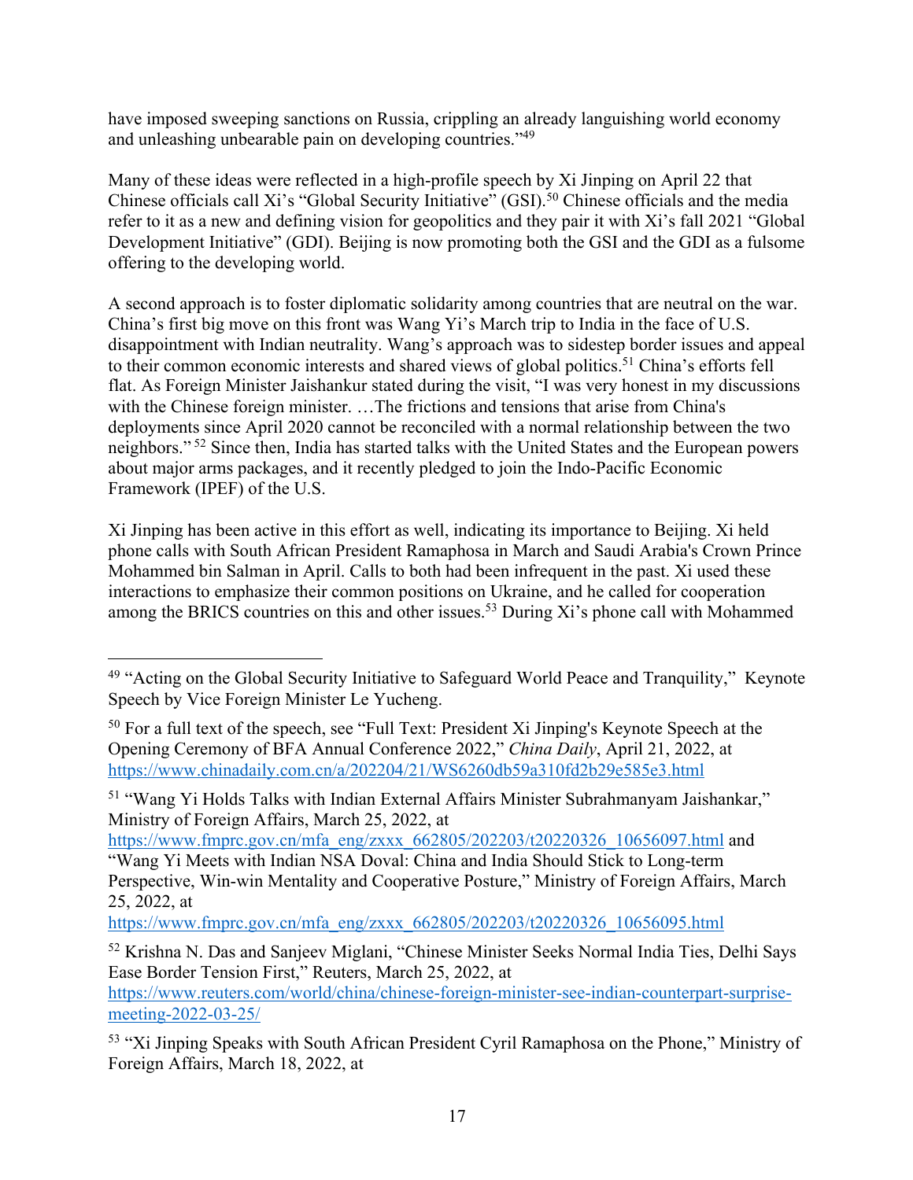have imposed sweeping sanctions on Russia, crippling an already languishing world economy and unleashing unbearable pain on developing countries."[49]

Many of these ideas were reflected in a high-profile speech by Xi Jinping on April 22 that Chinese officials call Xi's "Global Security Initiative" (GSI).[50] Chinese officials and the media refer to it as a new and defining vision for geopolitics and they pair it with Xi's fall 2021 "Global Development Initiative" (GDI). Beijing is now promoting both the GSI and the GDI as a fulsome offering to the developing world.

A second approach is to foster diplomatic solidarity among countries that are neutral on the war. China's first big move on this front was Wang Yi's March trip to India in the face of U.S. disappointment with Indian neutrality. Wang's approach was to sidestep border issues and appeal to their common economic interests and shared views of global politics.[51] China's efforts fell flat. As Foreign Minister Jaishankur stated during the visit, "I was very honest in my discussions with the Chinese foreign minister. …The frictions and tensions that arise from China's deployments since April 2020 cannot be reconciled with a normal relationship between the two neighbors."[52] Since then, India has started talks with the United States and the European powers about major arms packages, and it recently pledged to join the Indo-Pacific Economic Framework (IPEF) of the U.S.

Xi Jinping has been active in this effort as well, indicating its importance to Beijing. Xi held phone calls with South African President Ramaphosa in March and Saudi Arabia's Crown Prince Mohammed bin Salman in April. Calls to both had been infrequent in the past. Xi used these interactions to emphasize their common positions on Ukraine, and he called for cooperation among the BRICS countries on this and other issues.[53] During Xi's phone call with Mohammed

---

[49] "Acting on the Global Security Initiative to Safeguard World Peace and Tranquility," Keynote Speech by Vice Foreign Minister Le Yucheng.

[50] For a full text of the speech, see "Full Text: President Xi Jinping's Keynote Speech at the Opening Ceremony of BFA Annual Conference 2022," *China Daily*, April 21, 2022, at https://www.chinadaily.com.cn/a/202204/21/WS6260db59a310fd2b29e585e3.html

[51] "Wang Yi Holds Talks with Indian External Affairs Minister Subrahmanyam Jaishankar," Ministry of Foreign Affairs, March 25, 2022, at https://www.fmprc.gov.cn/mfa_eng/zxxx_662805/202203/t20220326_10656097.html and "Wang Yi Meets with Indian NSA Doval: China and India Should Stick to Long-term Perspective, Win-win Mentality and Cooperative Posture," Ministry of Foreign Affairs, March 25, 2022, at https://www.fmprc.gov.cn/mfa_eng/zxxx_662805/202203/t20220326_10656095.html

[52] Krishna N. Das and Sanjeev Miglani, "Chinese Minister Seeks Normal India Ties, Delhi Says Ease Border Tension First," Reuters, March 25, 2022, at https://www.reuters.com/world/china/chinese-foreign-minister-see-indian-counterpart-surprise-meeting-2022-03-25/

[53] "Xi Jinping Speaks with South African President Cyril Ramaphosa on the Phone," Ministry of Foreign Affairs, March 18, 2022, at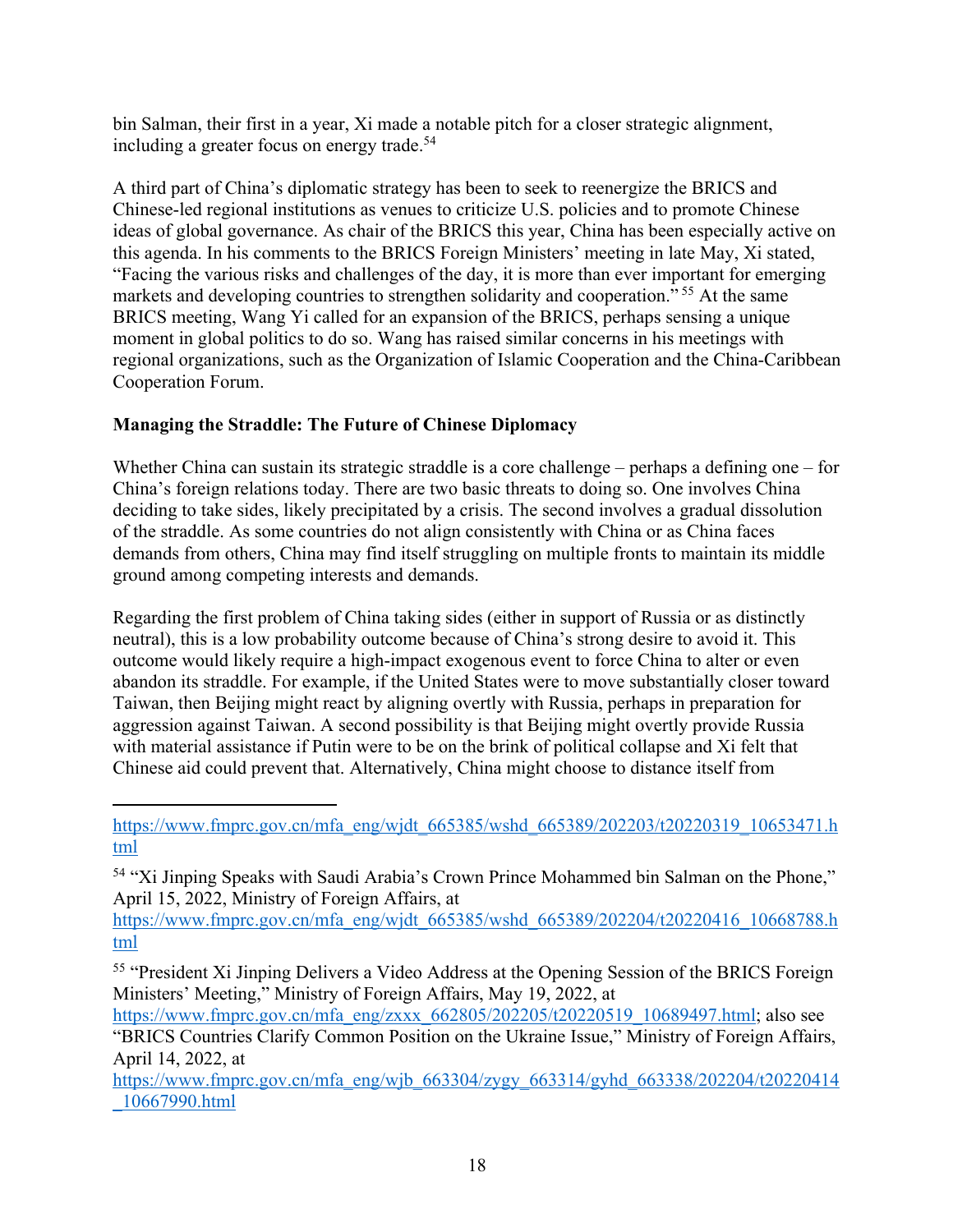bin Salman, their first in a year, Xi made a notable pitch for a closer strategic alignment, including a greater focus on energy trade.[54]

A third part of China's diplomatic strategy has been to seek to reenergize the BRICS and Chinese-led regional institutions as venues to criticize U.S. policies and to promote Chinese ideas of global governance. As chair of the BRICS this year, China has been especially active on this agenda. In his comments to the BRICS Foreign Ministers' meeting in late May, Xi stated, "Facing the various risks and challenges of the day, it is more than ever important for emerging markets and developing countries to strengthen solidarity and cooperation."[55] At the same BRICS meeting, Wang Yi called for an expansion of the BRICS, perhaps sensing a unique moment in global politics to do so. Wang has raised similar concerns in his meetings with regional organizations, such as the Organization of Islamic Cooperation and the China-Caribbean Cooperation Forum.

**Managing the Straddle: The Future of Chinese Diplomacy**

Whether China can sustain its strategic straddle is a core challenge – perhaps a defining one – for China's foreign relations today. There are two basic threats to doing so. One involves China deciding to take sides, likely precipitated by a crisis. The second involves a gradual dissolution of the straddle. As some countries do not align consistently with China or as China faces demands from others, China may find itself struggling on multiple fronts to maintain its middle ground among competing interests and demands.

Regarding the first problem of China taking sides (either in support of Russia or as distinctly neutral), this is a low probability outcome because of China's strong desire to avoid it. This outcome would likely require a high-impact exogenous event to force China to alter or even abandon its straddle. For example, if the United States were to move substantially closer toward Taiwan, then Beijing might react by aligning overtly with Russia, perhaps in preparation for aggression against Taiwan. A second possibility is that Beijing might overtly provide Russia with material assistance if Putin were to be on the brink of political collapse and Xi felt that Chinese aid could prevent that. Alternatively, China might choose to distance itself from

---

https://www.fmprc.gov.cn/mfa_eng/wjdt_665385/wshd_665389/202203/t20220319_10653471.html

[54] "Xi Jinping Speaks with Saudi Arabia's Crown Prince Mohammed bin Salman on the Phone," April 15, 2022, Ministry of Foreign Affairs, at https://www.fmprc.gov.cn/mfa_eng/wjdt_665385/wshd_665389/202204/t20220416_10668788.html

[55] "President Xi Jinping Delivers a Video Address at the Opening Session of the BRICS Foreign Ministers' Meeting," Ministry of Foreign Affairs, May 19, 2022, at https://www.fmprc.gov.cn/mfa_eng/zxxx_662805/202205/t20220519_10689497.html; also see "BRICS Countries Clarify Common Position on the Ukraine Issue," Ministry of Foreign Affairs, April 14, 2022, at https://www.fmprc.gov.cn/mfa_eng/wjb_663304/zygy_663314/gyhd_663338/202204/t20220414_10667990.html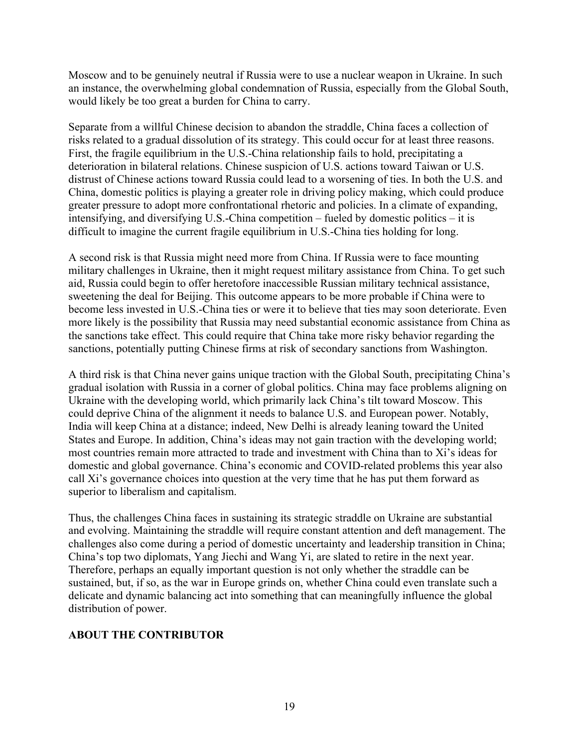Moscow and to be genuinely neutral if Russia were to use a nuclear weapon in Ukraine. In such an instance, the overwhelming global condemnation of Russia, especially from the Global South, would likely be too great a burden for China to carry.

Separate from a willful Chinese decision to abandon the straddle, China faces a collection of risks related to a gradual dissolution of its strategy. This could occur for at least three reasons. First, the fragile equilibrium in the U.S.-China relationship fails to hold, precipitating a deterioration in bilateral relations. Chinese suspicion of U.S. actions toward Taiwan or U.S. distrust of Chinese actions toward Russia could lead to a worsening of ties. In both the U.S. and China, domestic politics is playing a greater role in driving policy making, which could produce greater pressure to adopt more confrontational rhetoric and policies. In a climate of expanding, intensifying, and diversifying U.S.-China competition – fueled by domestic politics – it is difficult to imagine the current fragile equilibrium in U.S.-China ties holding for long.

A second risk is that Russia might need more from China. If Russia were to face mounting military challenges in Ukraine, then it might request military assistance from China. To get such aid, Russia could begin to offer heretofore inaccessible Russian military technical assistance, sweetening the deal for Beijing. This outcome appears to be more probable if China were to become less invested in U.S.-China ties or were it to believe that ties may soon deteriorate. Even more likely is the possibility that Russia may need substantial economic assistance from China as the sanctions take effect. This could require that China take more risky behavior regarding the sanctions, potentially putting Chinese firms at risk of secondary sanctions from Washington.

A third risk is that China never gains unique traction with the Global South, precipitating China's gradual isolation with Russia in a corner of global politics. China may face problems aligning on Ukraine with the developing world, which primarily lack China's tilt toward Moscow. This could deprive China of the alignment it needs to balance U.S. and European power. Notably, India will keep China at a distance; indeed, New Delhi is already leaning toward the United States and Europe. In addition, China's ideas may not gain traction with the developing world; most countries remain more attracted to trade and investment with China than to Xi's ideas for domestic and global governance. China's economic and COVID-related problems this year also call Xi's governance choices into question at the very time that he has put them forward as superior to liberalism and capitalism.

Thus, the challenges China faces in sustaining its strategic straddle on Ukraine are substantial and evolving. Maintaining the straddle will require constant attention and deft management. The challenges also come during a period of domestic uncertainty and leadership transition in China; China's top two diplomats, Yang Jiechi and Wang Yi, are slated to retire in the next year. Therefore, perhaps an equally important question is not only whether the straddle can be sustained, but, if so, as the war in Europe grinds on, whether China could even translate such a delicate and dynamic balancing act into something that can meaningfully influence the global distribution of power.

## ABOUT THE CONTRIBUTOR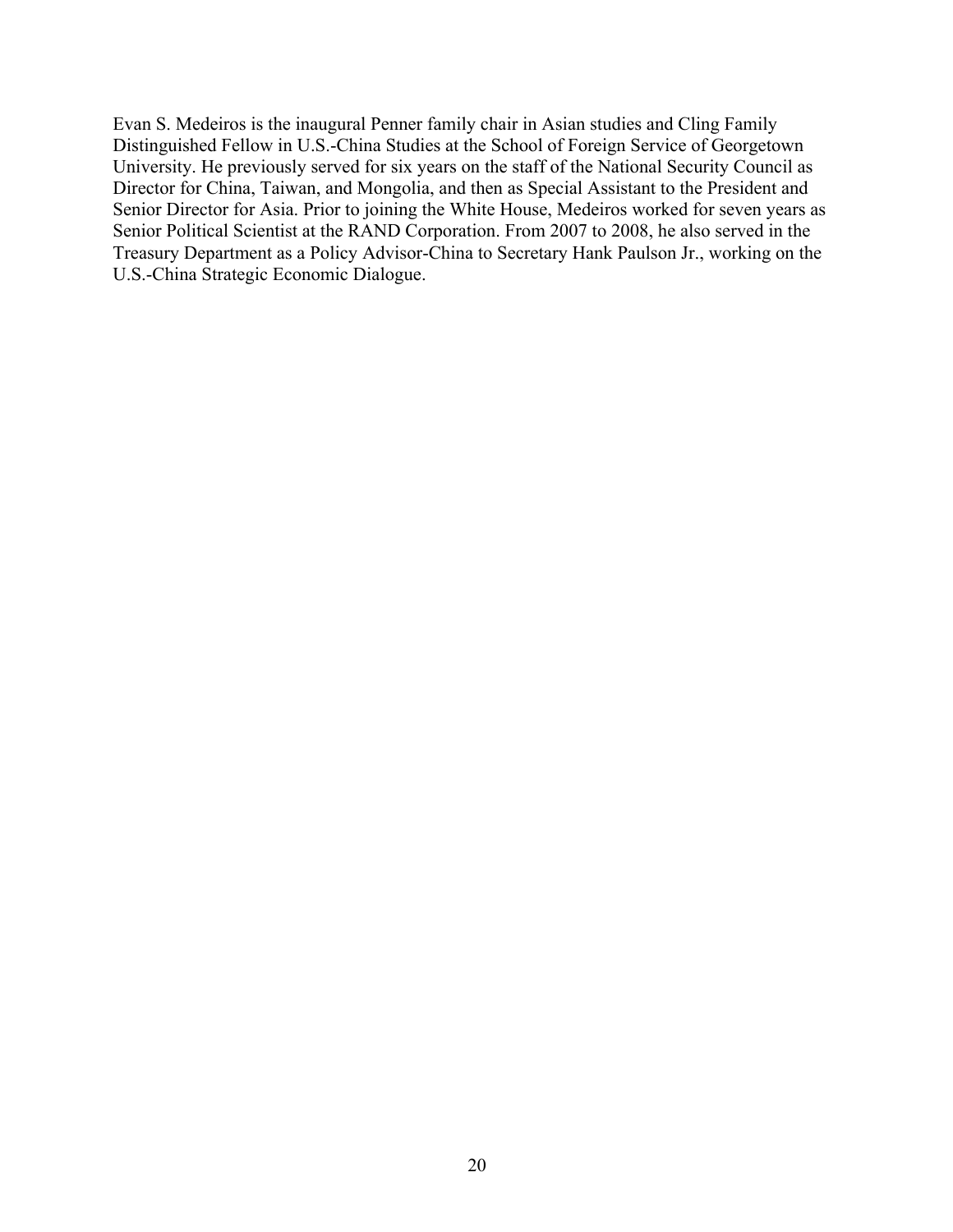Evan S. Medeiros is the inaugural Penner family chair in Asian studies and Cling Family Distinguished Fellow in U.S.-China Studies at the School of Foreign Service of Georgetown University. He previously served for six years on the staff of the National Security Council as Director for China, Taiwan, and Mongolia, and then as Special Assistant to the President and Senior Director for Asia. Prior to joining the White House, Medeiros worked for seven years as Senior Political Scientist at the RAND Corporation. From 2007 to 2008, he also served in the Treasury Department as a Policy Advisor-China to Secretary Hank Paulson Jr., working on the U.S.-China Strategic Economic Dialogue.